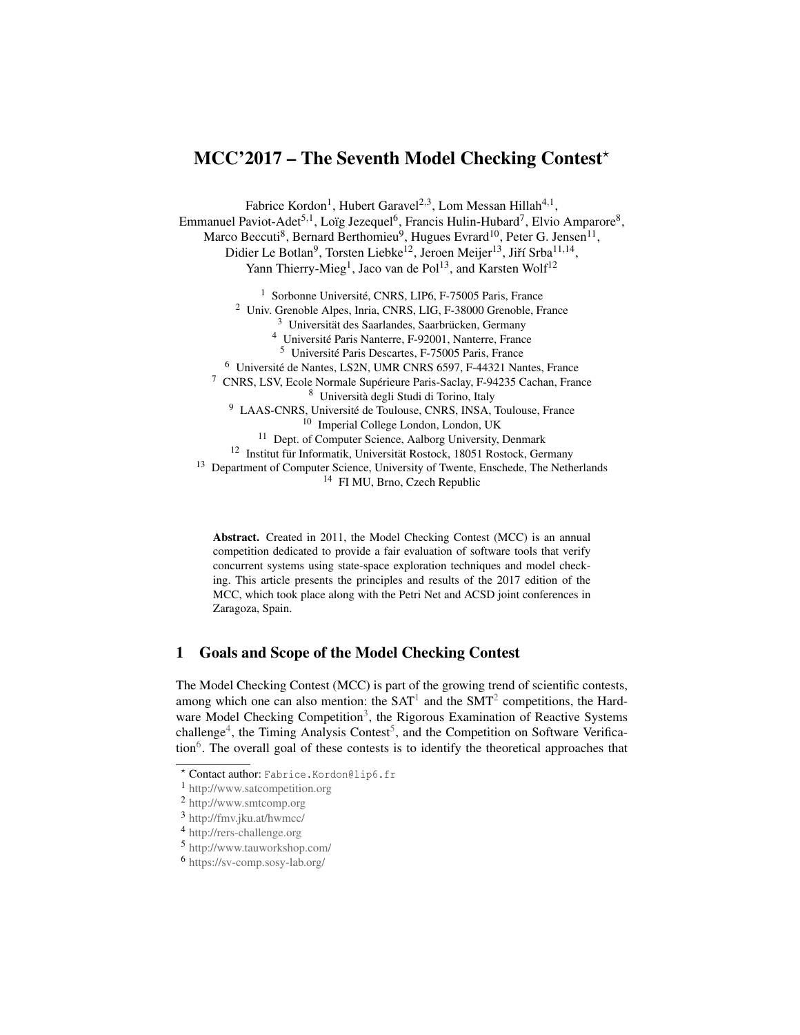# MCC'2017 – The Seventh Model Checking Contest*

Fabrice Kordon[1], Hubert Garavel[2,3], Lom Messan Hillah[4,1], Emmanuel Paviot-Adet[5,1], Loïg Jezequel[6], Francis Hulin-Hubard[7], Elvio Amparore[8], Marco Beccuti[8], Bernard Berthomieu[9], Hugues Evrard[10], Peter G. Jensen[11], Didier Le Botlan[9], Torsten Liebke[12], Jeroen Meijer[13], Jiří Srba[11,14], Yann Thierry-Mieg[1], Jaco van de Pol[13], and Karsten Wolf[12]

[1] Sorbonne Université, CNRS, LIP6, F-75005 Paris, France
[2] Univ. Grenoble Alpes, Inria, CNRS, LIG, F-38000 Grenoble, France
[3] Universität des Saarlandes, Saarbrücken, Germany
[4] Université Paris Nanterre, F-92001, Nanterre, France
[5] Université Paris Descartes, F-75005 Paris, France
[6] Université de Nantes, LS2N, UMR CNRS 6597, F-44321 Nantes, France
[7] CNRS, LSV, Ecole Normale Supérieure Paris-Saclay, F-94235 Cachan, France
[8] Università degli Studi di Torino, Italy
[9] LAAS-CNRS, Université de Toulouse, CNRS, INSA, Toulouse, France
[10] Imperial College London, London, UK
[11] Dept. of Computer Science, Aalborg University, Denmark
[12] Institut für Informatik, Universität Rostock, 18051 Rostock, Germany
[13] Department of Computer Science, University of Twente, Enschede, The Netherlands
[14] FI MU, Brno, Czech Republic

**Abstract.** Created in 2011, the Model Checking Contest (MCC) is an annual competition dedicated to provide a fair evaluation of software tools that verify concurrent systems using state-space exploration techniques and model checking. This article presents the principles and results of the 2017 edition of the MCC, which took place along with the Petri Net and ACSD joint conferences in Zaragoza, Spain.

## 1 Goals and Scope of the Model Checking Contest

The Model Checking Contest (MCC) is part of the growing trend of scientific contests, among which one can also mention: the SAT[1] and the SMT[2] competitions, the Hardware Model Checking Competition[3], the Rigorous Examination of Reactive Systems challenge[4], the Timing Analysis Contest[5], and the Competition on Software Verification[6]. The overall goal of these contests is to identify the theoretical approaches that

* Contact author: Fabrice.Kordon@lip6.fr
[1] http://www.satcompetition.org
[2] http://www.smtcomp.org
[3] http://fmv.jku.at/hwmcc/
[4] http://rers-challenge.org
[5] http://www.tauworkshop.com/
[6] https://sv-comp.sosy-lab.org/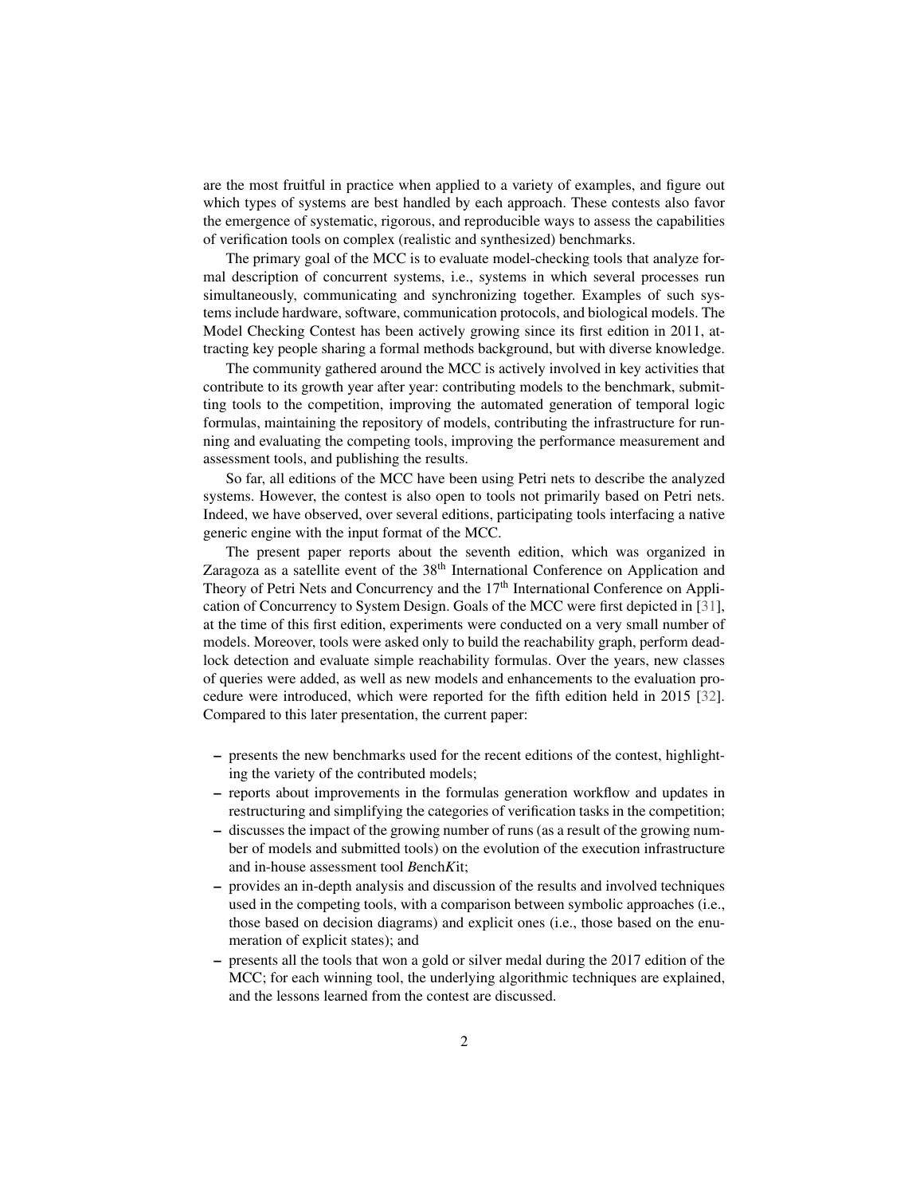are the most fruitful in practice when applied to a variety of examples, and figure out which types of systems are best handled by each approach. These contests also favor the emergence of systematic, rigorous, and reproducible ways to assess the capabilities of verification tools on complex (realistic and synthesized) benchmarks.

The primary goal of the MCC is to evaluate model-checking tools that analyze formal description of concurrent systems, i.e., systems in which several processes run simultaneously, communicating and synchronizing together. Examples of such systems include hardware, software, communication protocols, and biological models. The Model Checking Contest has been actively growing since its first edition in 2011, attracting key people sharing a formal methods background, but with diverse knowledge.

The community gathered around the MCC is actively involved in key activities that contribute to its growth year after year: contributing models to the benchmark, submitting tools to the competition, improving the automated generation of temporal logic formulas, maintaining the repository of models, contributing the infrastructure for running and evaluating the competing tools, improving the performance measurement and assessment tools, and publishing the results.

So far, all editions of the MCC have been using Petri nets to describe the analyzed systems. However, the contest is also open to tools not primarily based on Petri nets. Indeed, we have observed, over several editions, participating tools interfacing a native generic engine with the input format of the MCC.

The present paper reports about the seventh edition, which was organized in Zaragoza as a satellite event of the 38th International Conference on Application and Theory of Petri Nets and Concurrency and the 17th International Conference on Application of Concurrency to System Design. Goals of the MCC were first depicted in [31], at the time of this first edition, experiments were conducted on a very small number of models. Moreover, tools were asked only to build the reachability graph, perform deadlock detection and evaluate simple reachability formulas. Over the years, new classes of queries were added, as well as new models and enhancements to the evaluation procedure were introduced, which were reported for the fifth edition held in 2015 [32]. Compared to this later presentation, the current paper:

- presents the new benchmarks used for the recent editions of the contest, highlighting the variety of the contributed models;
- reports about improvements in the formulas generation workflow and updates in restructuring and simplifying the categories of verification tasks in the competition;
- discusses the impact of the growing number of runs (as a result of the growing number of models and submitted tools) on the evolution of the execution infrastructure and in-house assessment tool *B*ench*K*it;
- provides an in-depth analysis and discussion of the results and involved techniques used in the competing tools, with a comparison between symbolic approaches (i.e., those based on decision diagrams) and explicit ones (i.e., those based on the enumeration of explicit states); and
- presents all the tools that won a gold or silver medal during the 2017 edition of the MCC; for each winning tool, the underlying algorithmic techniques are explained, and the lessons learned from the contest are discussed.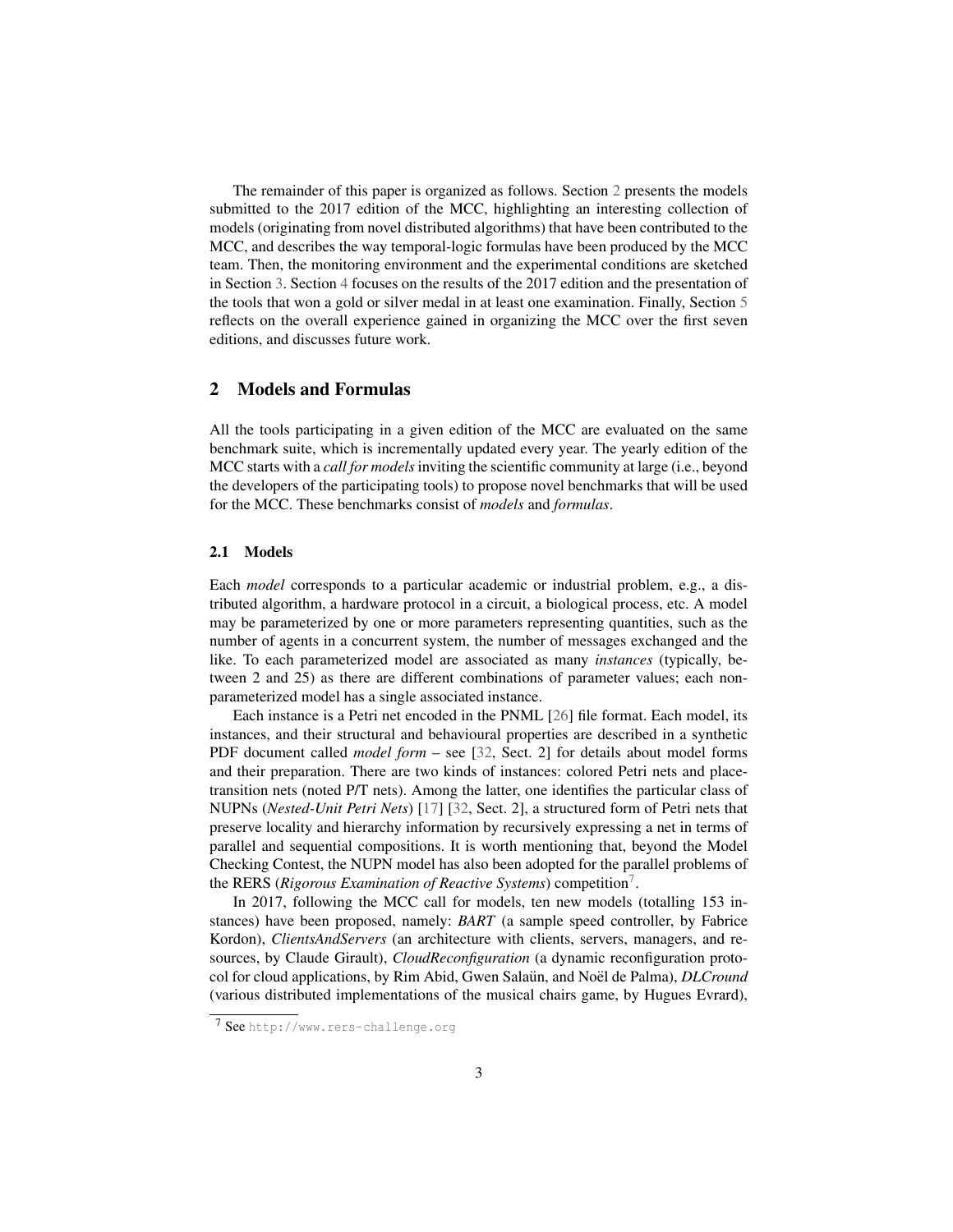The remainder of this paper is organized as follows. Section 2 presents the models submitted to the 2017 edition of the MCC, highlighting an interesting collection of models (originating from novel distributed algorithms) that have been contributed to the MCC, and describes the way temporal-logic formulas have been produced by the MCC team. Then, the monitoring environment and the experimental conditions are sketched in Section 3. Section 4 focuses on the results of the 2017 edition and the presentation of the tools that won a gold or silver medal in at least one examination. Finally, Section 5 reflects on the overall experience gained in organizing the MCC over the first seven editions, and discusses future work.

## 2 Models and Formulas

All the tools participating in a given edition of the MCC are evaluated on the same benchmark suite, which is incrementally updated every year. The yearly edition of the MCC starts with a *call for models* inviting the scientific community at large (i.e., beyond the developers of the participating tools) to propose novel benchmarks that will be used for the MCC. These benchmarks consist of *models* and *formulas*.

### 2.1 Models

Each *model* corresponds to a particular academic or industrial problem, e.g., a distributed algorithm, a hardware protocol in a circuit, a biological process, etc. A model may be parameterized by one or more parameters representing quantities, such as the number of agents in a concurrent system, the number of messages exchanged and the like. To each parameterized model are associated as many *instances* (typically, between 2 and 25) as there are different combinations of parameter values; each non-parameterized model has a single associated instance.

Each instance is a Petri net encoded in the PNML [26] file format. Each model, its instances, and their structural and behavioural properties are described in a synthetic PDF document called *model form* – see [32, Sect. 2] for details about model forms and their preparation. There are two kinds of instances: colored Petri nets and place-transition nets (noted P/T nets). Among the latter, one identifies the particular class of NUPNs (*Nested-Unit Petri Nets*) [17] [32, Sect. 2], a structured form of Petri nets that preserve locality and hierarchy information by recursively expressing a net in terms of parallel and sequential compositions. It is worth mentioning that, beyond the Model Checking Contest, the NUPN model has also been adopted for the parallel problems of the RERS (*Rigorous Examination of Reactive Systems*) competition[7].

In 2017, following the MCC call for models, ten new models (totalling 153 instances) have been proposed, namely: *BART* (a sample speed controller, by Fabrice Kordon), *ClientsAndServers* (an architecture with clients, servers, managers, and resources, by Claude Girault), *CloudReconfiguration* (a dynamic reconfiguration protocol for cloud applications, by Rim Abid, Gwen Salaün, and Noël de Palma), *DLCround* (various distributed implementations of the musical chairs game, by Hugues Evrard),

[7] See http://www.rers-challenge.org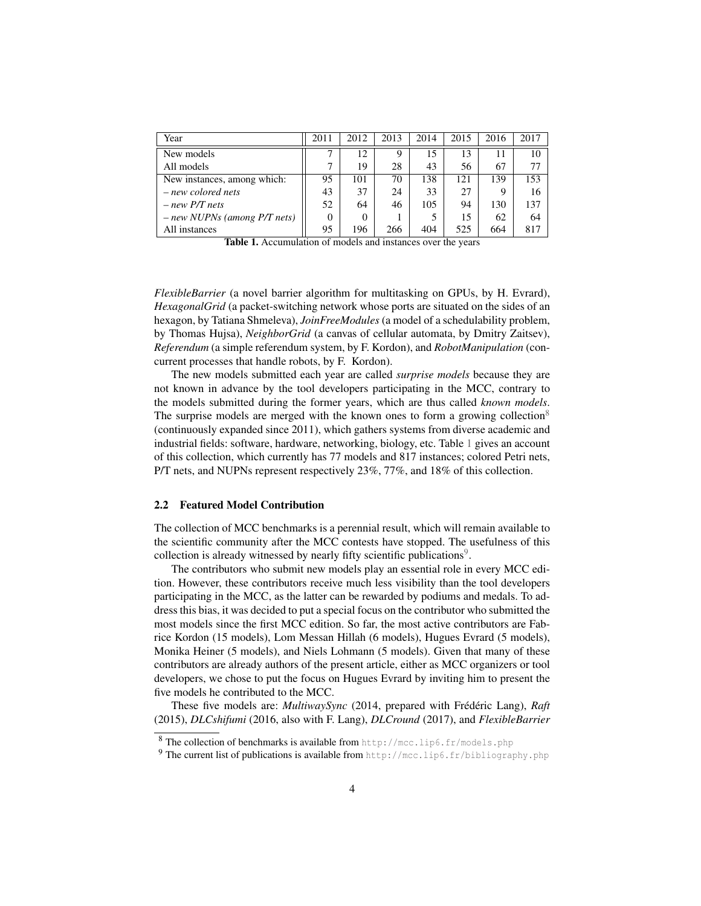| Year | 2011 | 2012 | 2013 | 2014 | 2015 | 2016 | 2017 |
|---|---|---|---|---|---|---|---|
| New models | 7 | 12 | 9 | 15 | 13 | 11 | 10 |
| All models | 7 | 19 | 28 | 43 | 56 | 67 | 77 |
| New instances, among which: | 95 | 101 | 70 | 138 | 121 | 139 | 153 |
| *– new colored nets* | 43 | 37 | 24 | 33 | 27 | 9 | 16 |
| *– new P/T nets* | 52 | 64 | 46 | 105 | 94 | 130 | 137 |
| *– new NUPNs (among P/T nets)* | 0 | 0 | 1 | 5 | 15 | 62 | 64 |
| All instances | 95 | 196 | 266 | 404 | 525 | 664 | 817 |

**Table 1.** Accumulation of models and instances over the years

*FlexibleBarrier* (a novel barrier algorithm for multitasking on GPUs, by H. Evrard), *HexagonalGrid* (a packet-switching network whose ports are situated on the sides of an hexagon, by Tatiana Shmeleva), *JoinFreeModules* (a model of a schedulability problem, by Thomas Hujsa), *NeighborGrid* (a canvas of cellular automata, by Dmitry Zaitsev), *Referendum* (a simple referendum system, by F. Kordon), and *RobotManipulation* (concurrent processes that handle robots, by F. Kordon).

The new models submitted each year are called *surprise models* because they are not known in advance by the tool developers participating in the MCC, contrary to the models submitted during the former years, which are thus called *known models*. The surprise models are merged with the known ones to form a growing collection[8] (continuously expanded since 2011), which gathers systems from diverse academic and industrial fields: software, hardware, networking, biology, etc. Table 1 gives an account of this collection, which currently has 77 models and 817 instances; colored Petri nets, P/T nets, and NUPNs represent respectively 23%, 77%, and 18% of this collection.

### 2.2 Featured Model Contribution

The collection of MCC benchmarks is a perennial result, which will remain available to the scientific community after the MCC contests have stopped. The usefulness of this collection is already witnessed by nearly fifty scientific publications[9].

The contributors who submit new models play an essential role in every MCC edition. However, these contributors receive much less visibility than the tool developers participating in the MCC, as the latter can be rewarded by podiums and medals. To address this bias, it was decided to put a special focus on the contributor who submitted the most models since the first MCC edition. So far, the most active contributors are Fabrice Kordon (15 models), Lom Messan Hillah (6 models), Hugues Evrard (5 models), Monika Heiner (5 models), and Niels Lohmann (5 models). Given that many of these contributors are already authors of the present article, either as MCC organizers or tool developers, we chose to put the focus on Hugues Evrard by inviting him to present the five models he contributed to the MCC.

These five models are: *MultiwaySync* (2014, prepared with Frédéric Lang), *Raft* (2015), *DLCshifumi* (2016, also with F. Lang), *DLCround* (2017), and *FlexibleBarrier*

[8] The collection of benchmarks is available from http://mcc.lip6.fr/models.php

[9] The current list of publications is available from http://mcc.lip6.fr/bibliography.php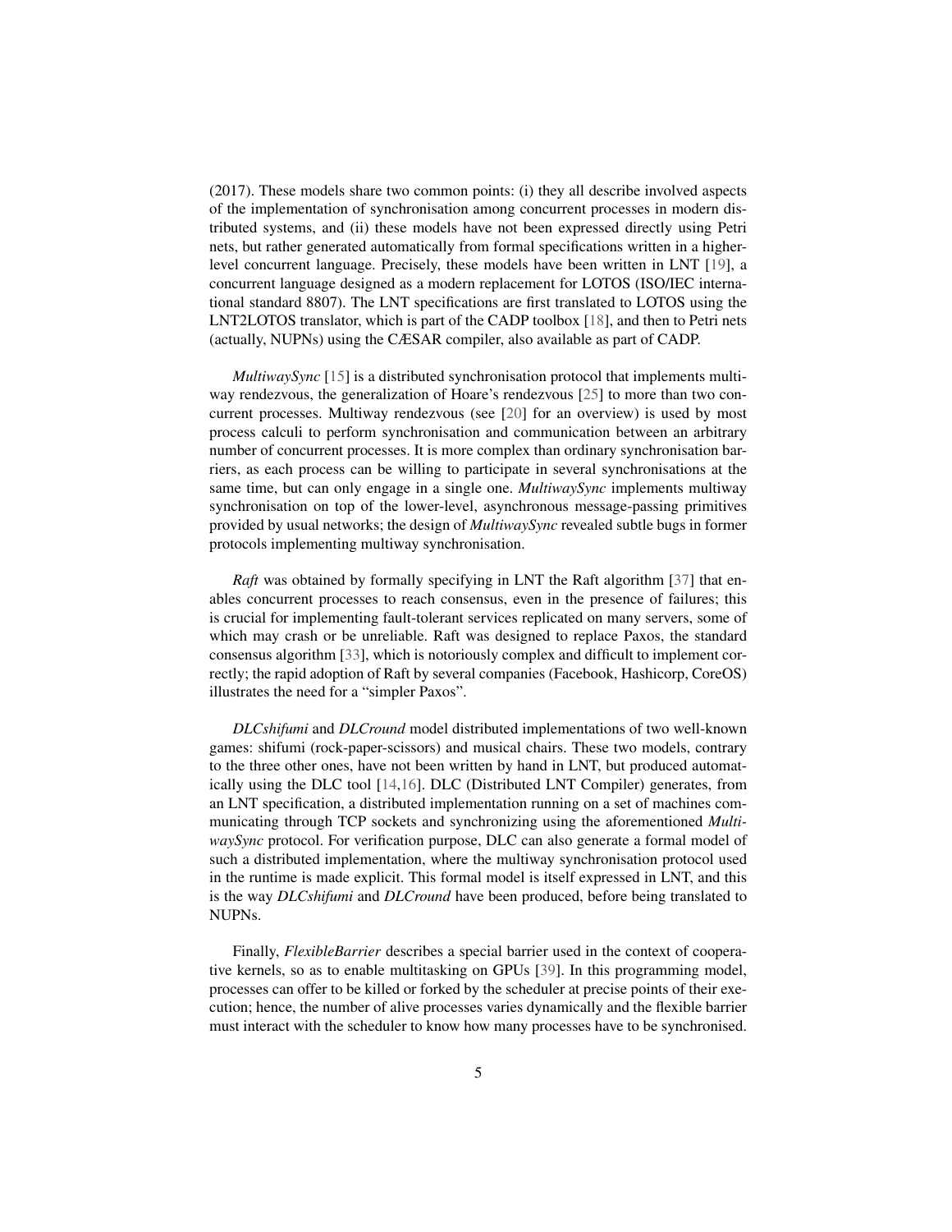(2017). These models share two common points: (i) they all describe involved aspects of the implementation of synchronisation among concurrent processes in modern distributed systems, and (ii) these models have not been expressed directly using Petri nets, but rather generated automatically from formal specifications written in a higher-level concurrent language. Precisely, these models have been written in LNT [19], a concurrent language designed as a modern replacement for LOTOS (ISO/IEC international standard 8807). The LNT specifications are first translated to LOTOS using the LNT2LOTOS translator, which is part of the CADP toolbox [18], and then to Petri nets (actually, NUPNs) using the CÆSAR compiler, also available as part of CADP.

*MultiwaySync* [15] is a distributed synchronisation protocol that implements multiway rendezvous, the generalization of Hoare's rendezvous [25] to more than two concurrent processes. Multiway rendezvous (see [20] for an overview) is used by most process calculi to perform synchronisation and communication between an arbitrary number of concurrent processes. It is more complex than ordinary synchronisation barriers, as each process can be willing to participate in several synchronisations at the same time, but can only engage in a single one. *MultiwaySync* implements multiway synchronisation on top of the lower-level, asynchronous message-passing primitives provided by usual networks; the design of *MultiwaySync* revealed subtle bugs in former protocols implementing multiway synchronisation.

*Raft* was obtained by formally specifying in LNT the Raft algorithm [37] that enables concurrent processes to reach consensus, even in the presence of failures; this is crucial for implementing fault-tolerant services replicated on many servers, some of which may crash or be unreliable. Raft was designed to replace Paxos, the standard consensus algorithm [33], which is notoriously complex and difficult to implement correctly; the rapid adoption of Raft by several companies (Facebook, Hashicorp, CoreOS) illustrates the need for a "simpler Paxos".

*DLCshifumi* and *DLCround* model distributed implementations of two well-known games: shifumi (rock-paper-scissors) and musical chairs. These two models, contrary to the three other ones, have not been written by hand in LNT, but produced automatically using the DLC tool [14,16]. DLC (Distributed LNT Compiler) generates, from an LNT specification, a distributed implementation running on a set of machines communicating through TCP sockets and synchronizing using the aforementioned *MultiwaySync* protocol. For verification purpose, DLC can also generate a formal model of such a distributed implementation, where the multiway synchronisation protocol used in the runtime is made explicit. This formal model is itself expressed in LNT, and this is the way *DLCshifumi* and *DLCround* have been produced, before being translated to NUPNs.

Finally, *FlexibleBarrier* describes a special barrier used in the context of cooperative kernels, so as to enable multitasking on GPUs [39]. In this programming model, processes can offer to be killed or forked by the scheduler at precise points of their execution; hence, the number of alive processes varies dynamically and the flexible barrier must interact with the scheduler to know how many processes have to be synchronised.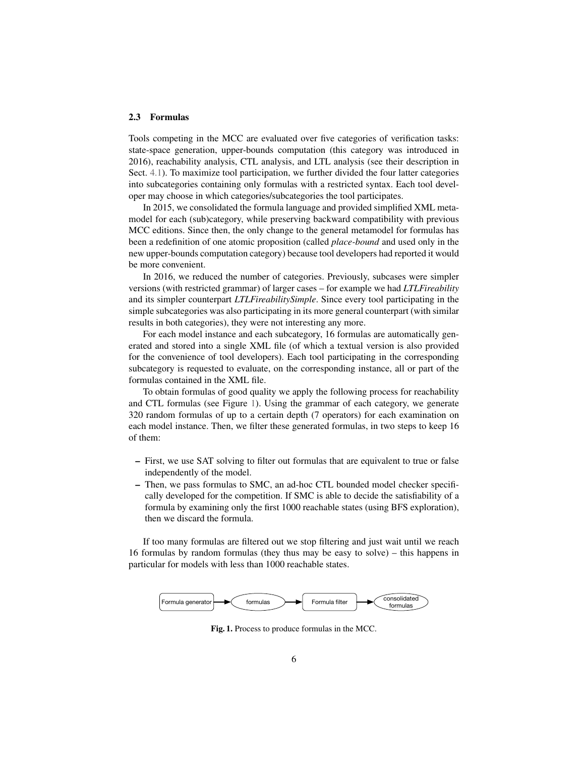### 2.3 Formulas

Tools competing in the MCC are evaluated over five categories of verification tasks: state-space generation, upper-bounds computation (this category was introduced in 2016), reachability analysis, CTL analysis, and LTL analysis (see their description in Sect. 4.1). To maximize tool participation, we further divided the four latter categories into subcategories containing only formulas with a restricted syntax. Each tool developer may choose in which categories/subcategories the tool participates.

In 2015, we consolidated the formula language and provided simplified XML metamodel for each (sub)category, while preserving backward compatibility with previous MCC editions. Since then, the only change to the general metamodel for formulas has been a redefinition of one atomic proposition (called *place-bound* and used only in the new upper-bounds computation category) because tool developers had reported it would be more convenient.

In 2016, we reduced the number of categories. Previously, subcases were simpler versions (with restricted grammar) of larger cases – for example we had *LTLFireability* and its simpler counterpart *LTLFireabilitySimple*. Since every tool participating in the simple subcategories was also participating in its more general counterpart (with similar results in both categories), they were not interesting any more.

For each model instance and each subcategory, 16 formulas are automatically generated and stored into a single XML file (of which a textual version is also provided for the convenience of tool developers). Each tool participating in the corresponding subcategory is requested to evaluate, on the corresponding instance, all or part of the formulas contained in the XML file.

To obtain formulas of good quality we apply the following process for reachability and CTL formulas (see Figure 1). Using the grammar of each category, we generate 320 random formulas of up to a certain depth (7 operators) for each examination on each model instance. Then, we filter these generated formulas, in two steps to keep 16 of them:

- First, we use SAT solving to filter out formulas that are equivalent to true or false independently of the model.
- Then, we pass formulas to SMC, an ad-hoc CTL bounded model checker specifically developed for the competition. If SMC is able to decide the satisfiability of a formula by examining only the first 1000 reachable states (using BFS exploration), then we discard the formula.

If too many formulas are filtered out we stop filtering and just wait until we reach 16 formulas by random formulas (they thus may be easy to solve) – this happens in particular for models with less than 1000 reachable states.

Formula generator → formulas → Formula filter → consolidated formulas

**Fig. 1.** Process to produce formulas in the MCC.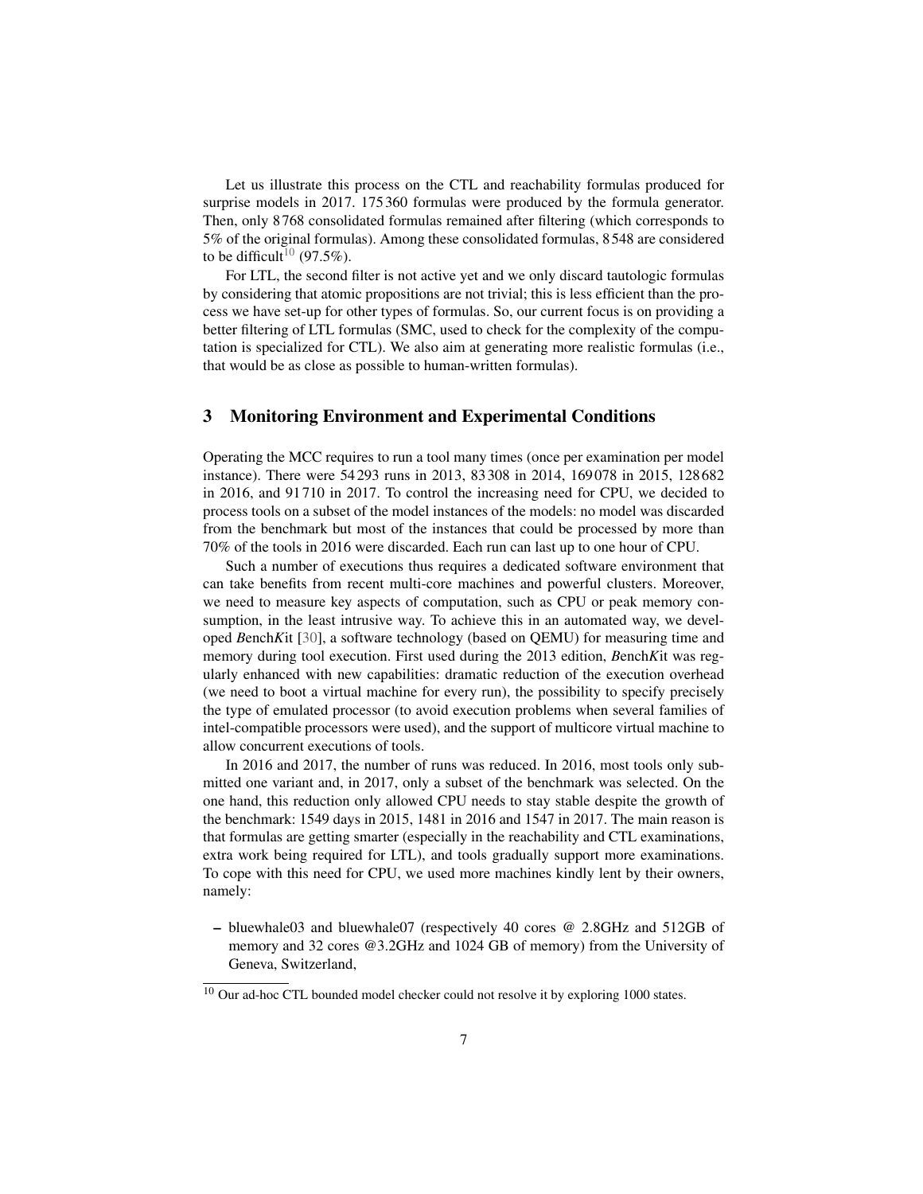Let us illustrate this process on the CTL and reachability formulas produced for surprise models in 2017. 175 360 formulas were produced by the formula generator. Then, only 8 768 consolidated formulas remained after filtering (which corresponds to 5% of the original formulas). Among these consolidated formulas, 8 548 are considered to be difficult[10] (97.5%).

For LTL, the second filter is not active yet and we only discard tautologic formulas by considering that atomic propositions are not trivial; this is less efficient than the process we have set-up for other types of formulas. So, our current focus is on providing a better filtering of LTL formulas (SMC, used to check for the complexity of the computation is specialized for CTL). We also aim at generating more realistic formulas (i.e., that would be as close as possible to human-written formulas).

## 3 Monitoring Environment and Experimental Conditions

Operating the MCC requires to run a tool many times (once per examination per model instance). There were 54 293 runs in 2013, 83 308 in 2014, 169 078 in 2015, 128 682 in 2016, and 91 710 in 2017. To control the increasing need for CPU, we decided to process tools on a subset of the model instances of the models: no model was discarded from the benchmark but most of the instances that could be processed by more than 70% of the tools in 2016 were discarded. Each run can last up to one hour of CPU.

Such a number of executions thus requires a dedicated software environment that can take benefits from recent multi-core machines and powerful clusters. Moreover, we need to measure key aspects of computation, such as CPU or peak memory consumption, in the least intrusive way. To achieve this in an automated way, we developed *B*ench*K*it [30], a software technology (based on QEMU) for measuring time and memory during tool execution. First used during the 2013 edition, *B*ench*K*it was regularly enhanced with new capabilities: dramatic reduction of the execution overhead (we need to boot a virtual machine for every run), the possibility to specify precisely the type of emulated processor (to avoid execution problems when several families of intel-compatible processors were used), and the support of multicore virtual machine to allow concurrent executions of tools.

In 2016 and 2017, the number of runs was reduced. In 2016, most tools only submitted one variant and, in 2017, only a subset of the benchmark was selected. On the one hand, this reduction only allowed CPU needs to stay stable despite the growth of the benchmark: 1549 days in 2015, 1481 in 2016 and 1547 in 2017. The main reason is that formulas are getting smarter (especially in the reachability and CTL examinations, extra work being required for LTL), and tools gradually support more examinations. To cope with this need for CPU, we used more machines kindly lent by their owners, namely:

- bluewhale03 and bluewhale07 (respectively 40 cores @ 2.8GHz and 512GB of memory and 32 cores @3.2GHz and 1024 GB of memory) from the University of Geneva, Switzerland,

[10] Our ad-hoc CTL bounded model checker could not resolve it by exploring 1000 states.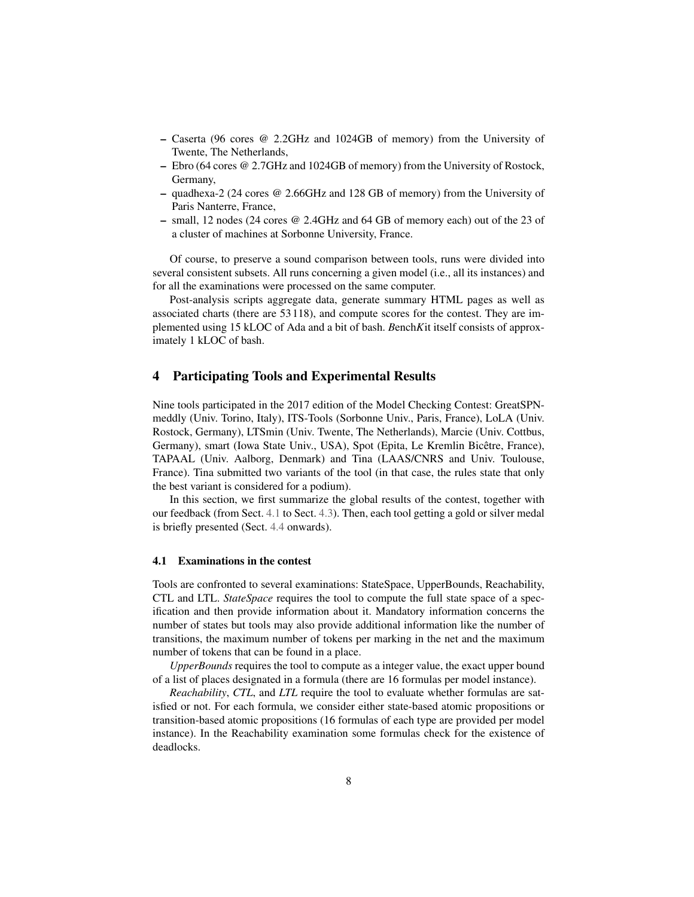- Caserta (96 cores @ 2.2GHz and 1024GB of memory) from the University of Twente, The Netherlands,
- Ebro (64 cores @ 2.7GHz and 1024GB of memory) from the University of Rostock, Germany,
- quadhexa-2 (24 cores @ 2.66GHz and 128 GB of memory) from the University of Paris Nanterre, France,
- small, 12 nodes (24 cores @ 2.4GHz and 64 GB of memory each) out of the 23 of a cluster of machines at Sorbonne University, France.

Of course, to preserve a sound comparison between tools, runs were divided into several consistent subsets. All runs concerning a given model (i.e., all its instances) and for all the examinations were processed on the same computer.

Post-analysis scripts aggregate data, generate summary HTML pages as well as associated charts (there are 53 118), and compute scores for the contest. They are implemented using 15 kLOC of Ada and a bit of bash. *B*ench*K*it itself consists of approximately 1 kLOC of bash.

## 4 Participating Tools and Experimental Results

Nine tools participated in the 2017 edition of the Model Checking Contest: GreatSPN-meddly (Univ. Torino, Italy), ITS-Tools (Sorbonne Univ., Paris, France), LoLA (Univ. Rostock, Germany), LTSmin (Univ. Twente, The Netherlands), Marcie (Univ. Cottbus, Germany), smart (Iowa State Univ., USA), Spot (Epita, Le Kremlin Bicêtre, France), TAPAAL (Univ. Aalborg, Denmark) and Tina (LAAS/CNRS and Univ. Toulouse, France). Tina submitted two variants of the tool (in that case, the rules state that only the best variant is considered for a podium).

In this section, we first summarize the global results of the contest, together with our feedback (from Sect. 4.1 to Sect. 4.3). Then, each tool getting a gold or silver medal is briefly presented (Sect. 4.4 onwards).

### 4.1 Examinations in the contest

Tools are confronted to several examinations: StateSpace, UpperBounds, Reachability, CTL and LTL. *StateSpace* requires the tool to compute the full state space of a specification and then provide information about it. Mandatory information concerns the number of states but tools may also provide additional information like the number of transitions, the maximum number of tokens per marking in the net and the maximum number of tokens that can be found in a place.

*UpperBounds* requires the tool to compute as a integer value, the exact upper bound of a list of places designated in a formula (there are 16 formulas per model instance).

*Reachability*, *CTL*, and *LTL* require the tool to evaluate whether formulas are satisfied or not. For each formula, we consider either state-based atomic propositions or transition-based atomic propositions (16 formulas of each type are provided per model instance). In the Reachability examination some formulas check for the existence of deadlocks.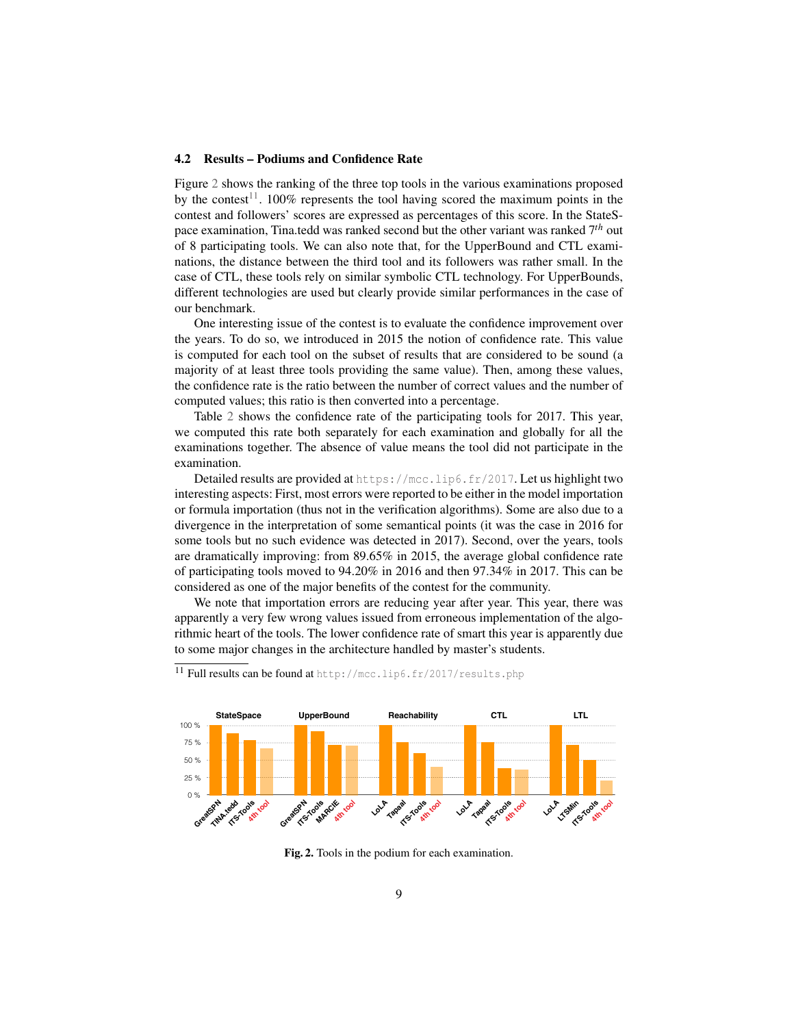### 4.2 Results – Podiums and Confidence Rate

Figure 2 shows the ranking of the three top tools in the various examinations proposed by the contest[11]. 100% represents the tool having scored the maximum points in the contest and followers' scores are expressed as percentages of this score. In the StateSpace examination, Tina.tedd was ranked second but the other variant was ranked $7^{th}$ out of 8 participating tools. We can also note that, for the UpperBound and CTL examinations, the distance between the third tool and its followers was rather small. In the case of CTL, these tools rely on similar symbolic CTL technology. For UpperBounds, different technologies are used but clearly provide similar performances in the case of our benchmark.

One interesting issue of the contest is to evaluate the confidence improvement over the years. To do so, we introduced in 2015 the notion of confidence rate. This value is computed for each tool on the subset of results that are considered to be sound (a majority of at least three tools providing the same value). Then, among these values, the confidence rate is the ratio between the number of correct values and the number of computed values; this ratio is then converted into a percentage.

Table 2 shows the confidence rate of the participating tools for 2017. This year, we computed this rate both separately for each examination and globally for all the examinations together. The absence of value means the tool did not participate in the examination.

Detailed results are provided at https://mcc.lip6.fr/2017. Let us highlight two interesting aspects: First, most errors were reported to be either in the model importation or formula importation (thus not in the verification algorithms). Some are also due to a divergence in the interpretation of some semantical points (it was the case in 2016 for some tools but no such evidence was detected in 2017). Second, over the years, tools are dramatically improving: from 89.65% in 2015, the average global confidence rate of participating tools moved to 94.20% in 2016 and then 97.34% in 2017. This can be considered as one of the major benefits of the contest for the community.

We note that importation errors are reducing year after year. This year, there was apparently a very few wrong values issued from erroneous implementation of the algorithmic heart of the tools. The lower confidence rate of smart this year is apparently due to some major changes in the architecture handled by master's students.

[11] Full results can be found at http://mcc.lip6.fr/2017/results.php

**Fig. 2.** Tools in the podium for each examination.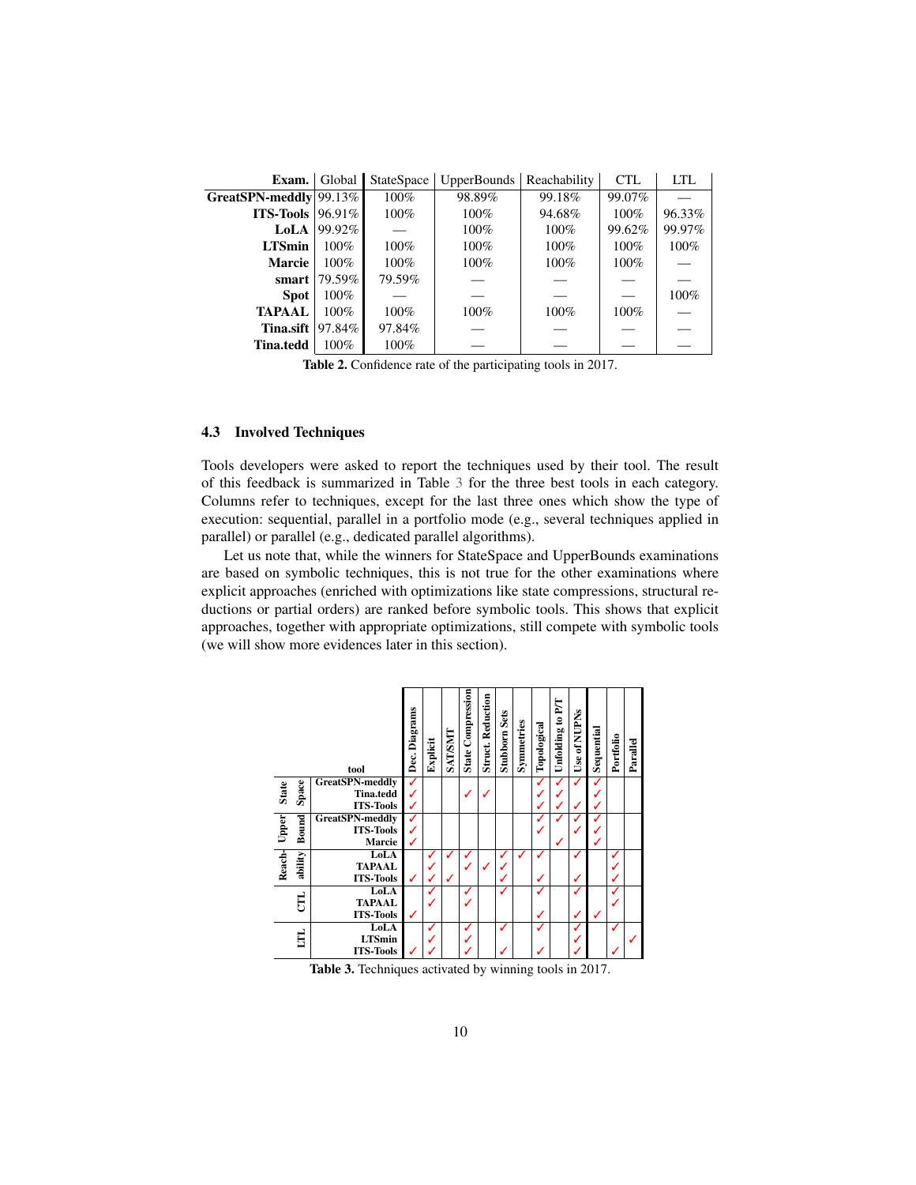| Exam. | Global | StateSpace | UpperBounds | Reachability | CTL | LTL |
|---|---|---|---|---|---|---|
| **GreatSPN-meddly** | 99.13% | 100% | 98.89% | 99.18% | 99.07% | — |
| **ITS-Tools** | 96.91% | 100% | 100% | 94.68% | 100% | 96.33% |
| **LoLA** | 99.92% | — | 100% | 100% | 99.62% | 99.97% |
| **LTSmin** | 100% | 100% | 100% | 100% | 100% | 100% |
| **Marcie** | 100% | 100% | 100% | 100% | 100% | — |
| **smart** | 79.59% | 79.59% | — | — | — | — |
| **Spot** | 100% | — | — | — | — | 100% |
| **TAPAAL** | 100% | 100% | 100% | 100% | 100% | — |
| **Tina.sift** | 97.84% | 97.84% | — | — | — | — |
| **Tina.tedd** | 100% | 100% | — | — | — | — |

**Table 2.** Confidence rate of the participating tools in 2017.

### 4.3 Involved Techniques

Tools developers were asked to report the techniques used by their tool. The result of this feedback is summarized in Table 3 for the three best tools in each category. Columns refer to techniques, except for the last three ones which show the type of execution: sequential, parallel in a portfolio mode (e.g., several techniques applied in parallel) or parallel (e.g., dedicated parallel algorithms).

Let us note that, while the winners for StateSpace and UpperBounds examinations are based on symbolic techniques, this is not true for the other examinations where explicit approaches (enriched with optimizations like state compressions, structural reductions or partial orders) are ranked before symbolic tools. This shows that explicit approaches, together with appropriate optimizations, still compete with symbolic tools (we will show more evidences later in this section).

| | tool | Dec. Diagrams | Explicit | SAT/SMT | State Compression | Struct. Reduction | Stubborn Sets | Symmetries | Topological | Unfolding to P/T | Use of NUPNs | Sequential | Portfolio | Parallel |
|---|---|---|---|---|---|---|---|---|---|---|---|---|---|---|
| **State Space** | **GreatSPN-meddly** | ✓ | | | | | | | ✓ | ✓ | ✓ | ✓ | | |
| | **Tina.tedd** | ✓ | | | ✓ | ✓ | | | ✓ | ✓ | | ✓ | | |
| | **ITS-Tools** | ✓ | | | | | | | ✓ | ✓ | ✓ | ✓ | | |
| **Upper Bound** | **GreatSPN-meddly** | ✓ | | | | | | | ✓ | ✓ | ✓ | ✓ | | |
| | **ITS-Tools** | ✓ | | | | | | | ✓ | | ✓ | ✓ | | |
| | **Marcie** | ✓ | | | | | | | | ✓ | | ✓ | | |
| **Reach-ability** | **LoLA** | | ✓ | ✓ | ✓ | | ✓ | ✓ | ✓ | | ✓ | | ✓ | |
| | **TAPAAL** | | ✓ | | ✓ | ✓ | ✓ | | | | | | ✓ | |
| | **ITS-Tools** | ✓ | ✓ | ✓ | | | ✓ | | ✓ | | ✓ | | ✓ | |
| **CTL** | **LoLA** | | ✓ | | ✓ | | ✓ | | ✓ | | ✓ | | ✓ | |
| | **TAPAAL** | | ✓ | | ✓ | | | | | | | | ✓ | |
| | **ITS-Tools** | ✓ | | | | | | | ✓ | | ✓ | ✓ | | |
| **LTL** | **LoLA** | | ✓ | | ✓ | | ✓ | | ✓ | | ✓ | | ✓ | |
| | **LTSmin** | | ✓ | | ✓ | | | | | | ✓ | | | ✓ |
| | **ITS-Tools** | ✓ | ✓ | | ✓ | | ✓ | | ✓ | | ✓ | | ✓ | |

**Table 3.** Techniques activated by winning tools in 2017.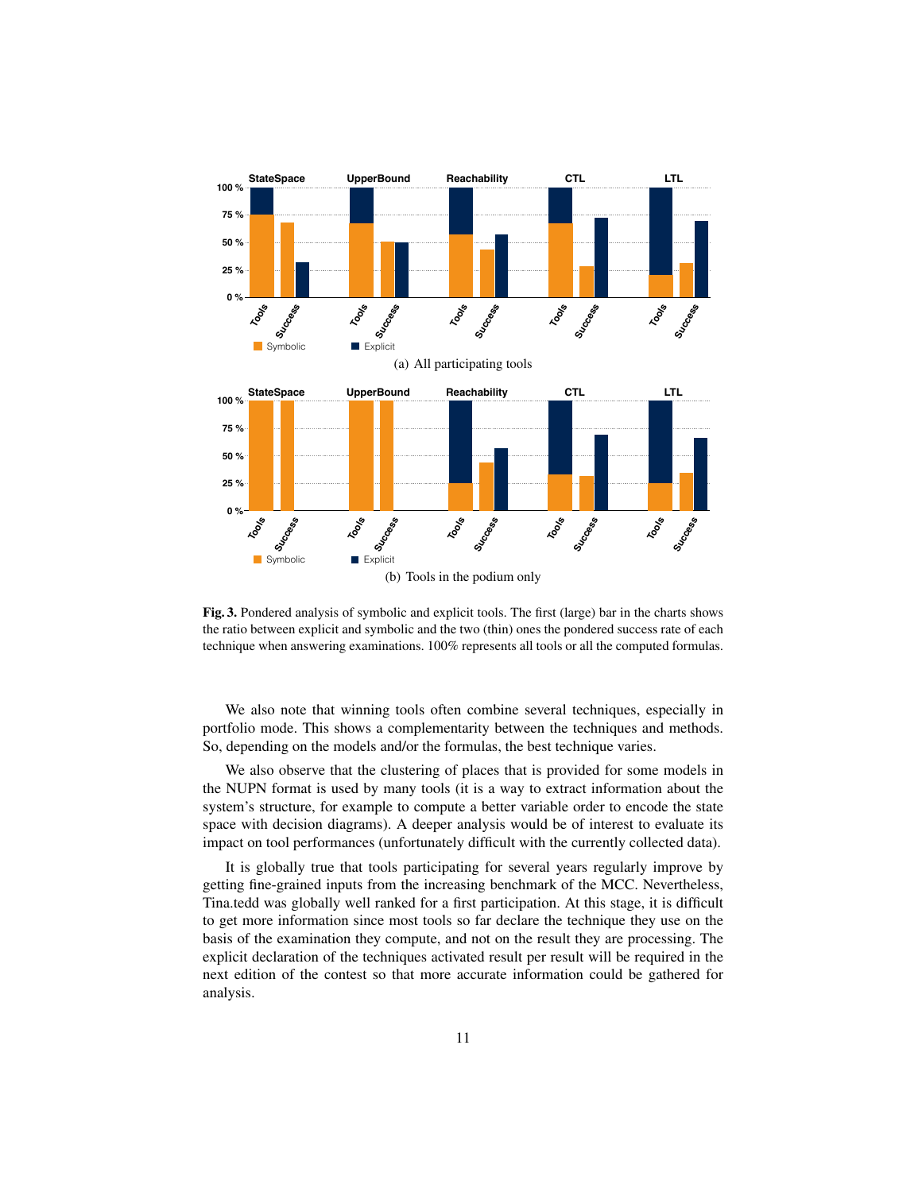(a) All participating tools

(b) Tools in the podium only

**Fig. 3.** Pondered analysis of symbolic and explicit tools. The first (large) bar in the charts shows the ratio between explicit and symbolic and the two (thin) ones the pondered success rate of each technique when answering examinations. 100% represents all tools or all the computed formulas.

We also note that winning tools often combine several techniques, especially in portfolio mode. This shows a complementarity between the techniques and methods. So, depending on the models and/or the formulas, the best technique varies.

We also observe that the clustering of places that is provided for some models in the NUPN format is used by many tools (it is a way to extract information about the system's structure, for example to compute a better variable order to encode the state space with decision diagrams). A deeper analysis would be of interest to evaluate its impact on tool performances (unfortunately difficult with the currently collected data).

It is globally true that tools participating for several years regularly improve by getting fine-grained inputs from the increasing benchmark of the MCC. Nevertheless, Tina.tedd was globally well ranked for a first participation. At this stage, it is difficult to get more information since most tools so far declare the technique they use on the basis of the examination they compute, and not on the result they are processing. The explicit declaration of the techniques activated result per result will be required in the next edition of the contest so that more accurate information could be gathered for analysis.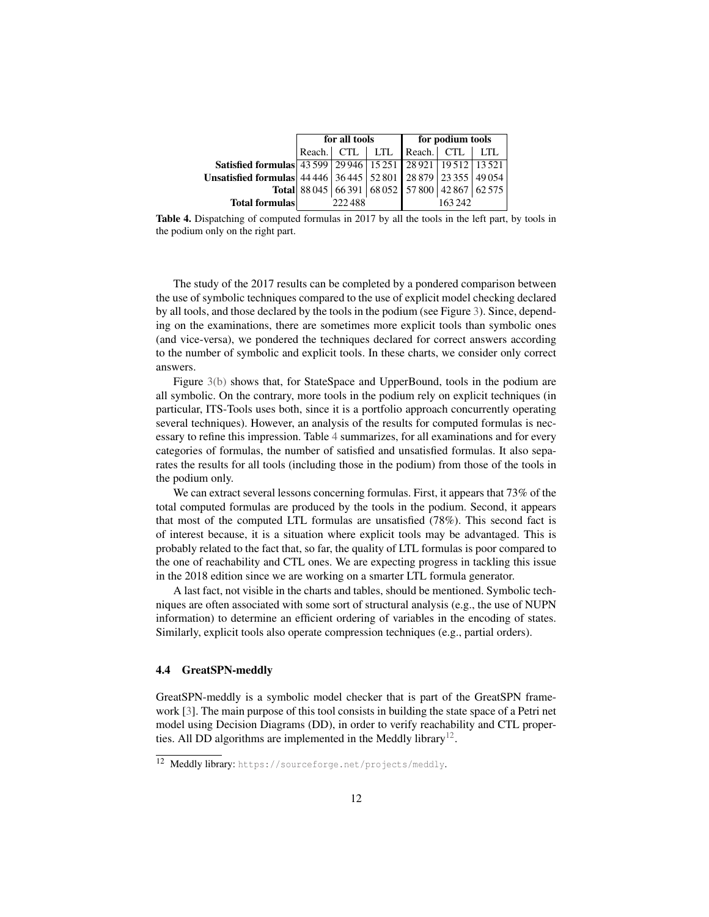| | for all tools | | | for podium tools | | |
|---|---|---|---|---|---|---|
| | Reach. | CTL | LTL | Reach. | CTL | LTL |
| **Satisfied formulas** | 43 599 | 29 946 | 15 251 | 28 921 | 19 512 | 13 521 |
| **Unsatisfied formulas** | 44 446 | 36 445 | 52 801 | 28 879 | 23 355 | 49 054 |
| **Total** | 88 045 | 66 391 | 68 052 | 57 800 | 42 867 | 62 575 |
| **Total formulas** | 222 488 | | | 163 242 | | |

**Table 4.** Dispatching of computed formulas in 2017 by all the tools in the left part, by tools in the podium only on the right part.

The study of the 2017 results can be completed by a pondered comparison between the use of symbolic techniques compared to the use of explicit model checking declared by all tools, and those declared by the tools in the podium (see Figure 3). Since, depending on the examinations, there are sometimes more explicit tools than symbolic ones (and vice-versa), we pondered the techniques declared for correct answers according to the number of symbolic and explicit tools. In these charts, we consider only correct answers.

Figure 3(b) shows that, for StateSpace and UpperBound, tools in the podium are all symbolic. On the contrary, more tools in the podium rely on explicit techniques (in particular, ITS-Tools uses both, since it is a portfolio approach concurrently operating several techniques). However, an analysis of the results for computed formulas is necessary to refine this impression. Table 4 summarizes, for all examinations and for every categories of formulas, the number of satisfied and unsatisfied formulas. It also separates the results for all tools (including those in the podium) from those of the tools in the podium only.

We can extract several lessons concerning formulas. First, it appears that 73% of the total computed formulas are produced by the tools in the podium. Second, it appears that most of the computed LTL formulas are unsatisfied (78%). This second fact is of interest because, it is a situation where explicit tools may be advantaged. This is probably related to the fact that, so far, the quality of LTL formulas is poor compared to the one of reachability and CTL ones. We are expecting progress in tackling this issue in the 2018 edition since we are working on a smarter LTL formula generator.

A last fact, not visible in the charts and tables, should be mentioned. Symbolic techniques are often associated with some sort of structural analysis (e.g., the use of NUPN information) to determine an efficient ordering of variables in the encoding of states. Similarly, explicit tools also operate compression techniques (e.g., partial orders).

### 4.4 GreatSPN-meddly

GreatSPN-meddly is a symbolic model checker that is part of the GreatSPN framework [3]. The main purpose of this tool consists in building the state space of a Petri net model using Decision Diagrams (DD), in order to verify reachability and CTL properties. All DD algorithms are implemented in the Meddly library[12].

[12] Meddly library: https://sourceforge.net/projects/meddly.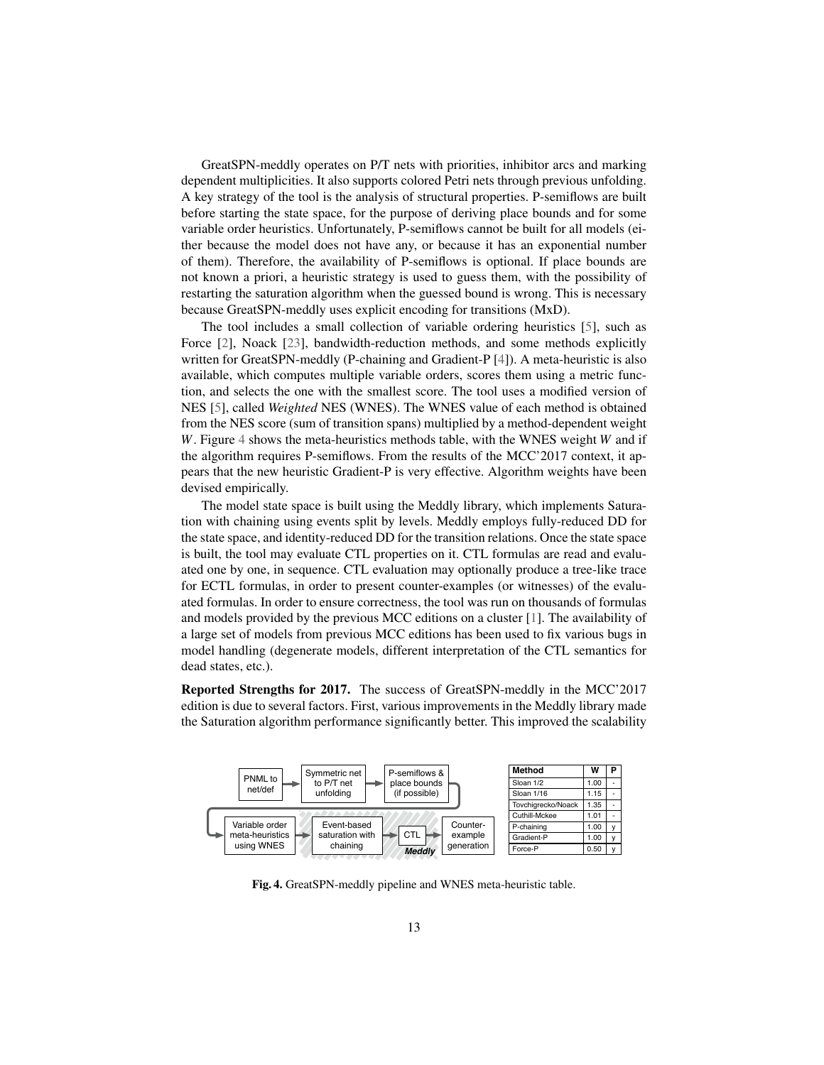GreatSPN-meddly operates on P/T nets with priorities, inhibitor arcs and marking dependent multiplicities. It also supports colored Petri nets through previous unfolding. A key strategy of the tool is the analysis of structural properties. P-semiflows are built before starting the state space, for the purpose of deriving place bounds and for some variable order heuristics. Unfortunately, P-semiflows cannot be built for all models (either because the model does not have any, or because it has an exponential number of them). Therefore, the availability of P-semiflows is optional. If place bounds are not known a priori, a heuristic strategy is used to guess them, with the possibility of restarting the saturation algorithm when the guessed bound is wrong. This is necessary because GreatSPN-meddly uses explicit encoding for transitions (MxD).

The tool includes a small collection of variable ordering heuristics [5], such as Force [2], Noack [23], bandwidth-reduction methods, and some methods explicitly written for GreatSPN-meddly (P-chaining and Gradient-P [4]). A meta-heuristic is also available, which computes multiple variable orders, scores them using a metric function, and selects the one with the smallest score. The tool uses a modified version of NES [5], called *Weighted* NES (WNES). The WNES value of each method is obtained from the NES score (sum of transition spans) multiplied by a method-dependent weight $W$. Figure 4 shows the meta-heuristics methods table, with the WNES weight $W$ and if the algorithm requires P-semiflows. From the results of the MCC'2017 context, it appears that the new heuristic Gradient-P is very effective. Algorithm weights have been devised empirically.

The model state space is built using the Meddly library, which implements Saturation with chaining using events split by levels. Meddly employs fully-reduced DD for the state space, and identity-reduced DD for the transition relations. Once the state space is built, the tool may evaluate CTL properties on it. CTL formulas are read and evaluated one by one, in sequence. CTL evaluation may optionally produce a tree-like trace for ECTL formulas, in order to present counter-examples (or witnesses) of the evaluated formulas. In order to ensure correctness, the tool was run on thousands of formulas and models provided by the previous MCC editions on a cluster [1]. The availability of a large set of models from previous MCC editions has been used to fix various bugs in model handling (degenerate models, different interpretation of the CTL semantics for dead states, etc.).

**Reported Strengths for 2017.** The success of GreatSPN-meddly in the MCC'2017 edition is due to several factors. First, various improvements in the Meddly library made the Saturation algorithm performance significantly better. This improved the scalability

PNML to net/def → Symmetric net to P/T net unfolding → P-semiflows & place bounds (if possible) → Variable order meta-heuristics using WNES → Event-based saturation with chaining → CTL → Counter-example generation (*Meddly*)

| Method | W | P |
|---|---|---|
| Sloan 1/2 | 1.00 | - |
| Sloan 1/16 | 1.15 | - |
| Tovchigrecko/Noack | 1.35 | - |
| Cuthill-Mckee | 1.01 | - |
| P-chaining | 1.00 | y |
| Gradient-P | 1.00 | y |
| Force-P | 0.50 | y |

**Fig. 4.** GreatSPN-meddly pipeline and WNES meta-heuristic table.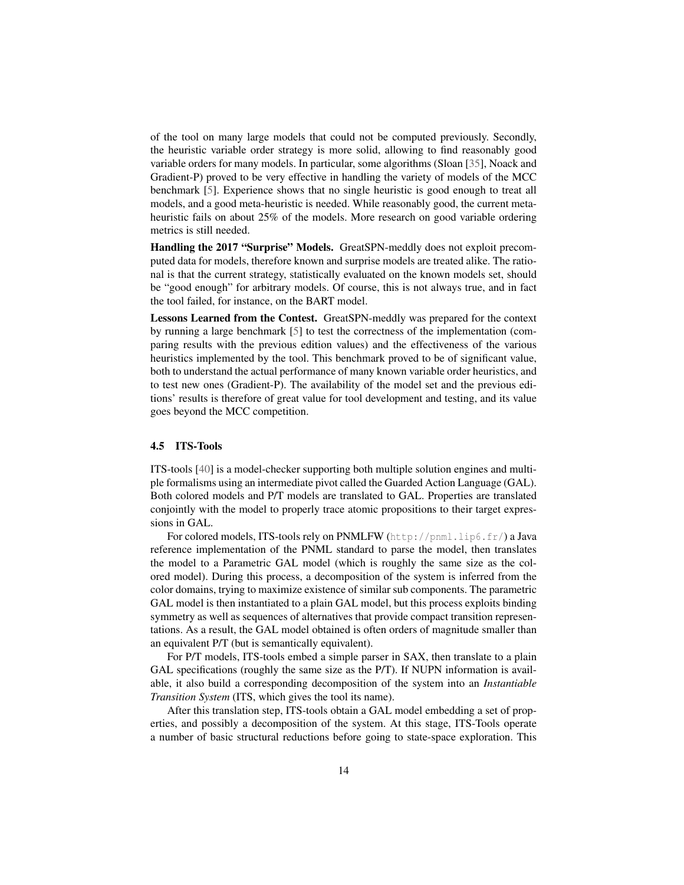of the tool on many large models that could not be computed previously. Secondly, the heuristic variable order strategy is more solid, allowing to find reasonably good variable orders for many models. In particular, some algorithms (Sloan [35], Noack and Gradient-P) proved to be very effective in handling the variety of models of the MCC benchmark [5]. Experience shows that no single heuristic is good enough to treat all models, and a good meta-heuristic is needed. While reasonably good, the current meta-heuristic fails on about 25% of the models. More research on good variable ordering metrics is still needed.

**Handling the 2017 "Surprise" Models.** GreatSPN-meddly does not exploit precomputed data for models, therefore known and surprise models are treated alike. The rational is that the current strategy, statistically evaluated on the known models set, should be "good enough" for arbitrary models. Of course, this is not always true, and in fact the tool failed, for instance, on the BART model.

**Lessons Learned from the Contest.** GreatSPN-meddly was prepared for the context by running a large benchmark [5] to test the correctness of the implementation (comparing results with the previous edition values) and the effectiveness of the various heuristics implemented by the tool. This benchmark proved to be of significant value, both to understand the actual performance of many known variable order heuristics, and to test new ones (Gradient-P). The availability of the model set and the previous editions' results is therefore of great value for tool development and testing, and its value goes beyond the MCC competition.

### 4.5 ITS-Tools

ITS-tools [40] is a model-checker supporting both multiple solution engines and multiple formalisms using an intermediate pivot called the Guarded Action Language (GAL). Both colored models and P/T models are translated to GAL. Properties are translated conjointly with the model to properly trace atomic propositions to their target expressions in GAL.

For colored models, ITS-tools rely on PNMLFW (http://pnml.lip6.fr/) a Java reference implementation of the PNML standard to parse the model, then translates the model to a Parametric GAL model (which is roughly the same size as the colored model). During this process, a decomposition of the system is inferred from the color domains, trying to maximize existence of similar sub components. The parametric GAL model is then instantiated to a plain GAL model, but this process exploits binding symmetry as well as sequences of alternatives that provide compact transition representations. As a result, the GAL model obtained is often orders of magnitude smaller than an equivalent P/T (but is semantically equivalent).

For P/T models, ITS-tools embed a simple parser in SAX, then translate to a plain GAL specifications (roughly the same size as the P/T). If NUPN information is available, it also build a corresponding decomposition of the system into an *Instantiable Transition System* (ITS, which gives the tool its name).

After this translation step, ITS-tools obtain a GAL model embedding a set of properties, and possibly a decomposition of the system. At this stage, ITS-Tools operate a number of basic structural reductions before going to state-space exploration. This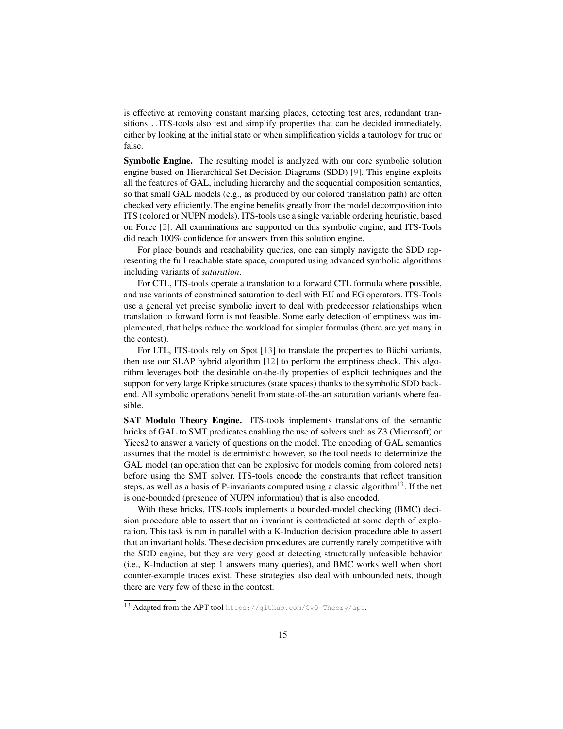is effective at removing constant marking places, detecting test arcs, redundant transitions... ITS-tools also test and simplify properties that can be decided immediately, either by looking at the initial state or when simplification yields a tautology for true or false.

**Symbolic Engine.** The resulting model is analyzed with our core symbolic solution engine based on Hierarchical Set Decision Diagrams (SDD) [9]. This engine exploits all the features of GAL, including hierarchy and the sequential composition semantics, so that small GAL models (e.g., as produced by our colored translation path) are often checked very efficiently. The engine benefits greatly from the model decomposition into ITS (colored or NUPN models). ITS-tools use a single variable ordering heuristic, based on Force [2]. All examinations are supported on this symbolic engine, and ITS-Tools did reach 100% confidence for answers from this solution engine.

For place bounds and reachability queries, one can simply navigate the SDD representing the full reachable state space, computed using advanced symbolic algorithms including variants of *saturation*.

For CTL, ITS-tools operate a translation to a forward CTL formula where possible, and use variants of constrained saturation to deal with EU and EG operators. ITS-Tools use a general yet precise symbolic invert to deal with predecessor relationships when translation to forward form is not feasible. Some early detection of emptiness was implemented, that helps reduce the workload for simpler formulas (there are yet many in the contest).

For LTL, ITS-tools rely on Spot [13] to translate the properties to Büchi variants, then use our SLAP hybrid algorithm [12] to perform the emptiness check. This algorithm leverages both the desirable on-the-fly properties of explicit techniques and the support for very large Kripke structures (state spaces) thanks to the symbolic SDD backend. All symbolic operations benefit from state-of-the-art saturation variants where feasible.

**SAT Modulo Theory Engine.** ITS-tools implements translations of the semantic bricks of GAL to SMT predicates enabling the use of solvers such as Z3 (Microsoft) or Yices2 to answer a variety of questions on the model. The encoding of GAL semantics assumes that the model is deterministic however, so the tool needs to determinize the GAL model (an operation that can be explosive for models coming from colored nets) before using the SMT solver. ITS-tools encode the constraints that reflect transition steps, as well as a basis of P-invariants computed using a classic algorithm[13]. If the net is one-bounded (presence of NUPN information) that is also encoded.

With these bricks, ITS-tools implements a bounded-model checking (BMC) decision procedure able to assert that an invariant is contradicted at some depth of exploration. This task is run in parallel with a K-Induction decision procedure able to assert that an invariant holds. These decision procedures are currently rarely competitive with the SDD engine, but they are very good at detecting structurally unfeasible behavior (i.e., K-Induction at step 1 answers many queries), and BMC works well when short counter-example traces exist. These strategies also deal with unbounded nets, though there are very few of these in the contest.

[13] Adapted from the APT tool https://github.com/CvO-Theory/apt.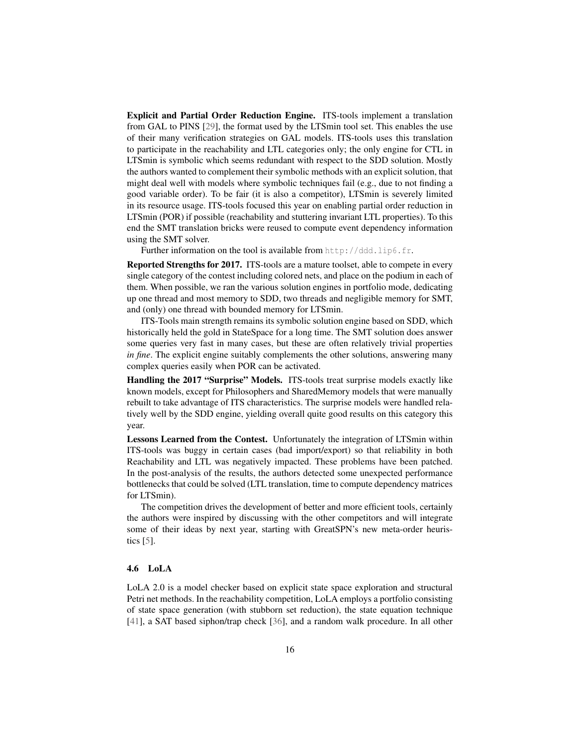**Explicit and Partial Order Reduction Engine.** ITS-tools implement a translation from GAL to PINS [29], the format used by the LTSmin tool set. This enables the use of their many verification strategies on GAL models. ITS-tools uses this translation to participate in the reachability and LTL categories only; the only engine for CTL in LTSmin is symbolic which seems redundant with respect to the SDD solution. Mostly the authors wanted to complement their symbolic methods with an explicit solution, that might deal well with models where symbolic techniques fail (e.g., due to not finding a good variable order). To be fair (it is also a competitor), LTSmin is severely limited in its resource usage. ITS-tools focused this year on enabling partial order reduction in LTSmin (POR) if possible (reachability and stuttering invariant LTL properties). To this end the SMT translation bricks were reused to compute event dependency information using the SMT solver.

Further information on the tool is available from http://ddd.lip6.fr.

**Reported Strengths for 2017.** ITS-tools are a mature toolset, able to compete in every single category of the contest including colored nets, and place on the podium in each of them. When possible, we ran the various solution engines in portfolio mode, dedicating up one thread and most memory to SDD, two threads and negligible memory for SMT, and (only) one thread with bounded memory for LTSmin.

ITS-Tools main strength remains its symbolic solution engine based on SDD, which historically held the gold in StateSpace for a long time. The SMT solution does answer some queries very fast in many cases, but these are often relatively trivial properties *in fine*. The explicit engine suitably complements the other solutions, answering many complex queries easily when POR can be activated.

**Handling the 2017 "Surprise" Models.** ITS-tools treat surprise models exactly like known models, except for Philosophers and SharedMemory models that were manually rebuilt to take advantage of ITS characteristics. The surprise models were handled relatively well by the SDD engine, yielding overall quite good results on this category this year.

**Lessons Learned from the Contest.** Unfortunately the integration of LTSmin within ITS-tools was buggy in certain cases (bad import/export) so that reliability in both Reachability and LTL was negatively impacted. These problems have been patched. In the post-analysis of the results, the authors detected some unexpected performance bottlenecks that could be solved (LTL translation, time to compute dependency matrices for LTSmin).

The competition drives the development of better and more efficient tools, certainly the authors were inspired by discussing with the other competitors and will integrate some of their ideas by next year, starting with GreatSPN's new meta-order heuristics [5].

### 4.6 LoLA

LoLA 2.0 is a model checker based on explicit state space exploration and structural Petri net methods. In the reachability competition, LoLA employs a portfolio consisting of state space generation (with stubborn set reduction), the state equation technique [41], a SAT based siphon/trap check [36], and a random walk procedure. In all other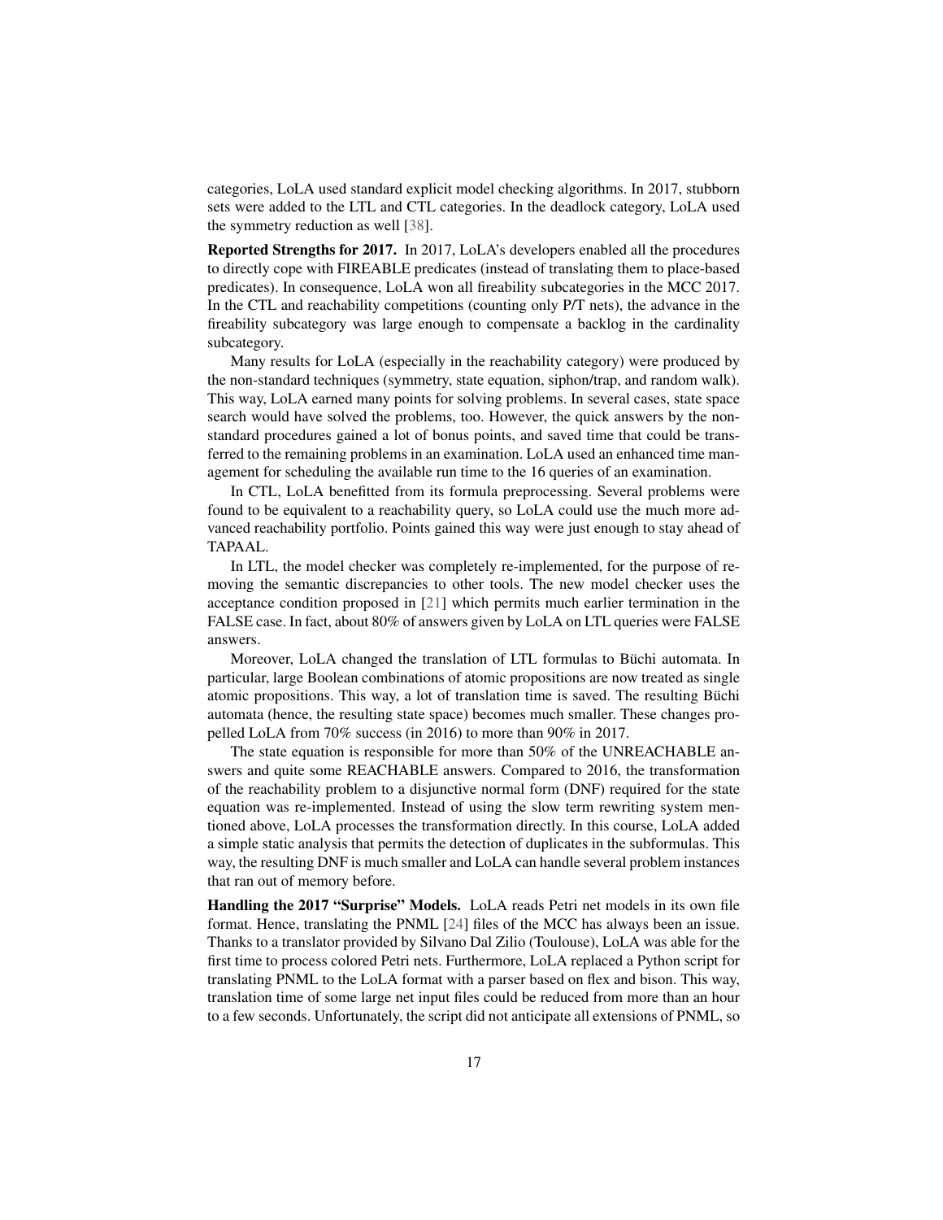categories, LoLA used standard explicit model checking algorithms. In 2017, stubborn sets were added to the LTL and CTL categories. In the deadlock category, LoLA used the symmetry reduction as well [38].

**Reported Strengths for 2017.** In 2017, LoLA's developers enabled all the procedures to directly cope with FIREABLE predicates (instead of translating them to place-based predicates). In consequence, LoLA won all fireability subcategories in the MCC 2017. In the CTL and reachability competitions (counting only P/T nets), the advance in the fireability subcategory was large enough to compensate a backlog in the cardinality subcategory.

Many results for LoLA (especially in the reachability category) were produced by the non-standard techniques (symmetry, state equation, siphon/trap, and random walk). This way, LoLA earned many points for solving problems. In several cases, state space search would have solved the problems, too. However, the quick answers by the non-standard procedures gained a lot of bonus points, and saved time that could be transferred to the remaining problems in an examination. LoLA used an enhanced time management for scheduling the available run time to the 16 queries of an examination.

In CTL, LoLA benefitted from its formula preprocessing. Several problems were found to be equivalent to a reachability query, so LoLA could use the much more advanced reachability portfolio. Points gained this way were just enough to stay ahead of TAPAAL.

In LTL, the model checker was completely re-implemented, for the purpose of removing the semantic discrepancies to other tools. The new model checker uses the acceptance condition proposed in [21] which permits much earlier termination in the FALSE case. In fact, about 80% of answers given by LoLA on LTL queries were FALSE answers.

Moreover, LoLA changed the translation of LTL formulas to Büchi automata. In particular, large Boolean combinations of atomic propositions are now treated as single atomic propositions. This way, a lot of translation time is saved. The resulting Büchi automata (hence, the resulting state space) becomes much smaller. These changes propelled LoLA from 70% success (in 2016) to more than 90% in 2017.

The state equation is responsible for more than 50% of the UNREACHABLE answers and quite some REACHABLE answers. Compared to 2016, the transformation of the reachability problem to a disjunctive normal form (DNF) required for the state equation was re-implemented. Instead of using the slow term rewriting system mentioned above, LoLA processes the transformation directly. In this course, LoLA added a simple static analysis that permits the detection of duplicates in the subformulas. This way, the resulting DNF is much smaller and LoLA can handle several problem instances that ran out of memory before.

**Handling the 2017 "Surprise" Models.** LoLA reads Petri net models in its own file format. Hence, translating the PNML [24] files of the MCC has always been an issue. Thanks to a translator provided by Silvano Dal Zilio (Toulouse), LoLA was able for the first time to process colored Petri nets. Furthermore, LoLA replaced a Python script for translating PNML to the LoLA format with a parser based on flex and bison. This way, translation time of some large net input files could be reduced from more than an hour to a few seconds. Unfortunately, the script did not anticipate all extensions of PNML, so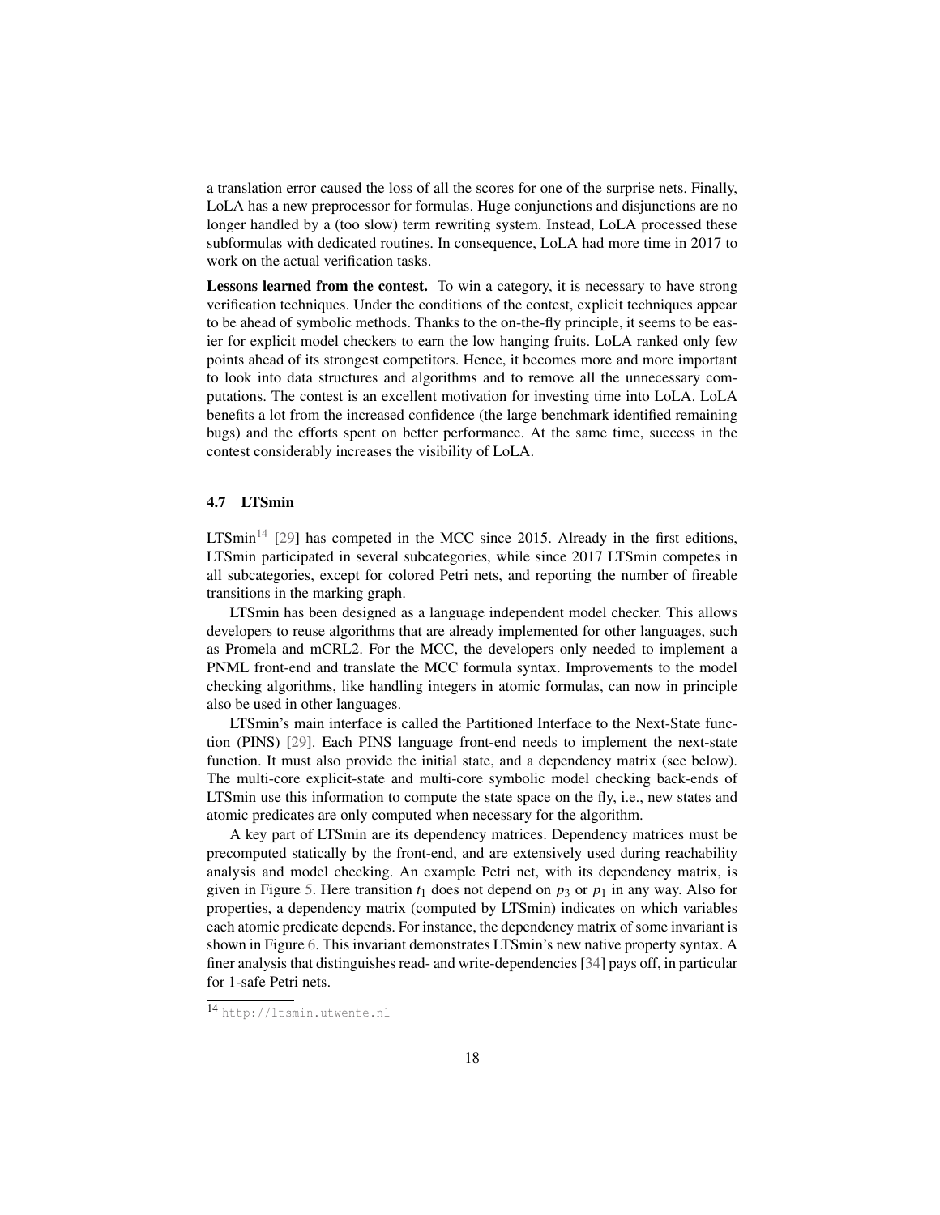a translation error caused the loss of all the scores for one of the surprise nets. Finally, LoLA has a new preprocessor for formulas. Huge conjunctions and disjunctions are no longer handled by a (too slow) term rewriting system. Instead, LoLA processed these subformulas with dedicated routines. In consequence, LoLA had more time in 2017 to work on the actual verification tasks.

**Lessons learned from the contest.** To win a category, it is necessary to have strong verification techniques. Under the conditions of the contest, explicit techniques appear to be ahead of symbolic methods. Thanks to the on-the-fly principle, it seems to be easier for explicit model checkers to earn the low hanging fruits. LoLA ranked only few points ahead of its strongest competitors. Hence, it becomes more and more important to look into data structures and algorithms and to remove all the unnecessary computations. The contest is an excellent motivation for investing time into LoLA. LoLA benefits a lot from the increased confidence (the large benchmark identified remaining bugs) and the efforts spent on better performance. At the same time, success in the contest considerably increases the visibility of LoLA.

### 4.7 LTSmin

LTSmin[14] [29] has competed in the MCC since 2015. Already in the first editions, LTSmin participated in several subcategories, while since 2017 LTSmin competes in all subcategories, except for colored Petri nets, and reporting the number of fireable transitions in the marking graph.

LTSmin has been designed as a language independent model checker. This allows developers to reuse algorithms that are already implemented for other languages, such as Promela and mCRL2. For the MCC, the developers only needed to implement a PNML front-end and translate the MCC formula syntax. Improvements to the model checking algorithms, like handling integers in atomic formulas, can now in principle also be used in other languages.

LTSmin's main interface is called the Partitioned Interface to the Next-State function (PINS) [29]. Each PINS language front-end needs to implement the next-state function. It must also provide the initial state, and a dependency matrix (see below). The multi-core explicit-state and multi-core symbolic model checking back-ends of LTSmin use this information to compute the state space on the fly, i.e., new states and atomic predicates are only computed when necessary for the algorithm.

A key part of LTSmin are its dependency matrices. Dependency matrices must be precomputed statically by the front-end, and are extensively used during reachability analysis and model checking. An example Petri net, with its dependency matrix, is given in Figure 5. Here transition $t_1$ does not depend on $p_3$ or $p_1$ in any way. Also for properties, a dependency matrix (computed by LTSmin) indicates on which variables each atomic predicate depends. For instance, the dependency matrix of some invariant is shown in Figure 6. This invariant demonstrates LTSmin's new native property syntax. A finer analysis that distinguishes read- and write-dependencies [34] pays off, in particular for 1-safe Petri nets.

[14] http://ltsmin.utwente.nl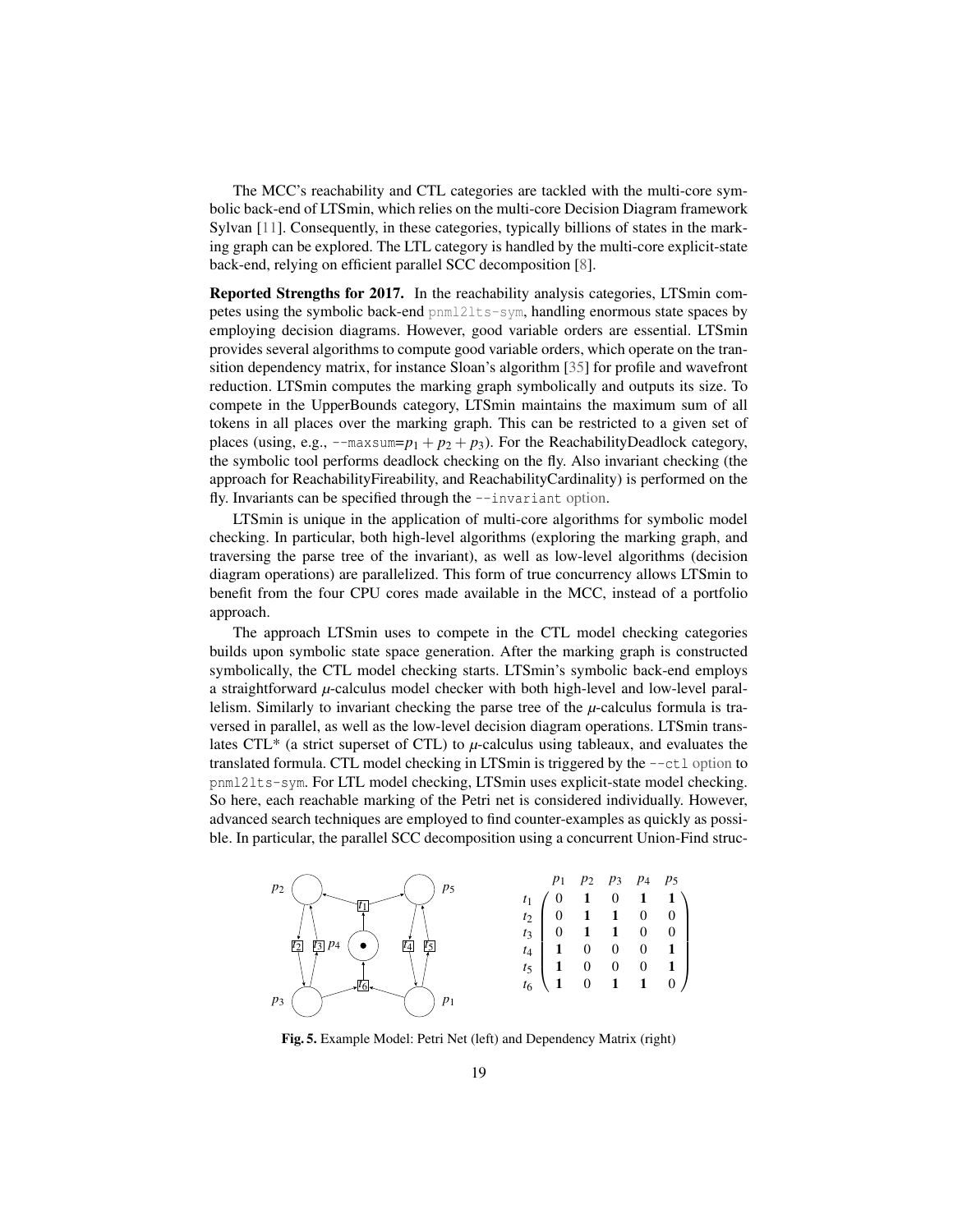The MCC's reachability and CTL categories are tackled with the multi-core symbolic back-end of LTSmin, which relies on the multi-core Decision Diagram framework Sylvan [11]. Consequently, in these categories, typically billions of states in the marking graph can be explored. The LTL category is handled by the multi-core explicit-state back-end, relying on efficient parallel SCC decomposition [8].

**Reported Strengths for 2017.** In the reachability analysis categories, LTSmin competes using the symbolic back-end `pnml2lts-sym`, handling enormous state spaces by employing decision diagrams. However, good variable orders are essential. LTSmin provides several algorithms to compute good variable orders, which operate on the transition dependency matrix, for instance Sloan's algorithm [35] for profile and wavefront reduction. LTSmin computes the marking graph symbolically and outputs its size. To compete in the UpperBounds category, LTSmin maintains the maximum sum of all tokens in all places over the marking graph. This can be restricted to a given set of places (using, e.g., `--maxsum`=$p_1 + p_2 + p_3$). For the ReachabilityDeadlock category, the symbolic tool performs deadlock checking on the fly. Also invariant checking (the approach for ReachabilityFireability, and ReachabilityCardinality) is performed on the fly. Invariants can be specified through the `--invariant` option.

LTSmin is unique in the application of multi-core algorithms for symbolic model checking. In particular, both high-level algorithms (exploring the marking graph, and traversing the parse tree of the invariant), as well as low-level algorithms (decision diagram operations) are parallelized. This form of true concurrency allows LTSmin to benefit from the four CPU cores made available in the MCC, instead of a portfolio approach.

The approach LTSmin uses to compete in the CTL model checking categories builds upon symbolic state space generation. After the marking graph is constructed symbolically, the CTL model checking starts. LTSmin's symbolic back-end employs a straightforward $\mu$-calculus model checker with both high-level and low-level parallelism. Similarly to invariant checking the parse tree of the $\mu$-calculus formula is traversed in parallel, as well as the low-level decision diagram operations. LTSmin translates CTL* (a strict superset of CTL) to $\mu$-calculus using tableaux, and evaluates the translated formula. CTL model checking in LTSmin is triggered by the `--ctl` option to `pnml2lts-sym`. For LTL model checking, LTSmin uses explicit-state model checking. So here, each reachable marking of the Petri net is considered individually. However, advanced search techniques are employed to find counter-examples as quickly as possible. In particular, the parallel SCC decomposition using a concurrent Union-Find struc-

|  | $p_1$ | $p_2$ | $p_3$ | $p_4$ | $p_5$ |
|---|---|---|---|---|---|
| $t_1$ | 0 | **1** | 0 | **1** | **1** |
| $t_2$ | 0 | **1** | **1** | 0 | 0 |
| $t_3$ | 0 | **1** | **1** | 0 | 0 |
| $t_4$ | **1** | 0 | 0 | 0 | **1** |
| $t_5$ | **1** | 0 | 0 | 0 | **1** |
| $t_6$ | **1** | 0 | **1** | **1** | 0 |

**Fig. 5.** Example Model: Petri Net (left) and Dependency Matrix (right)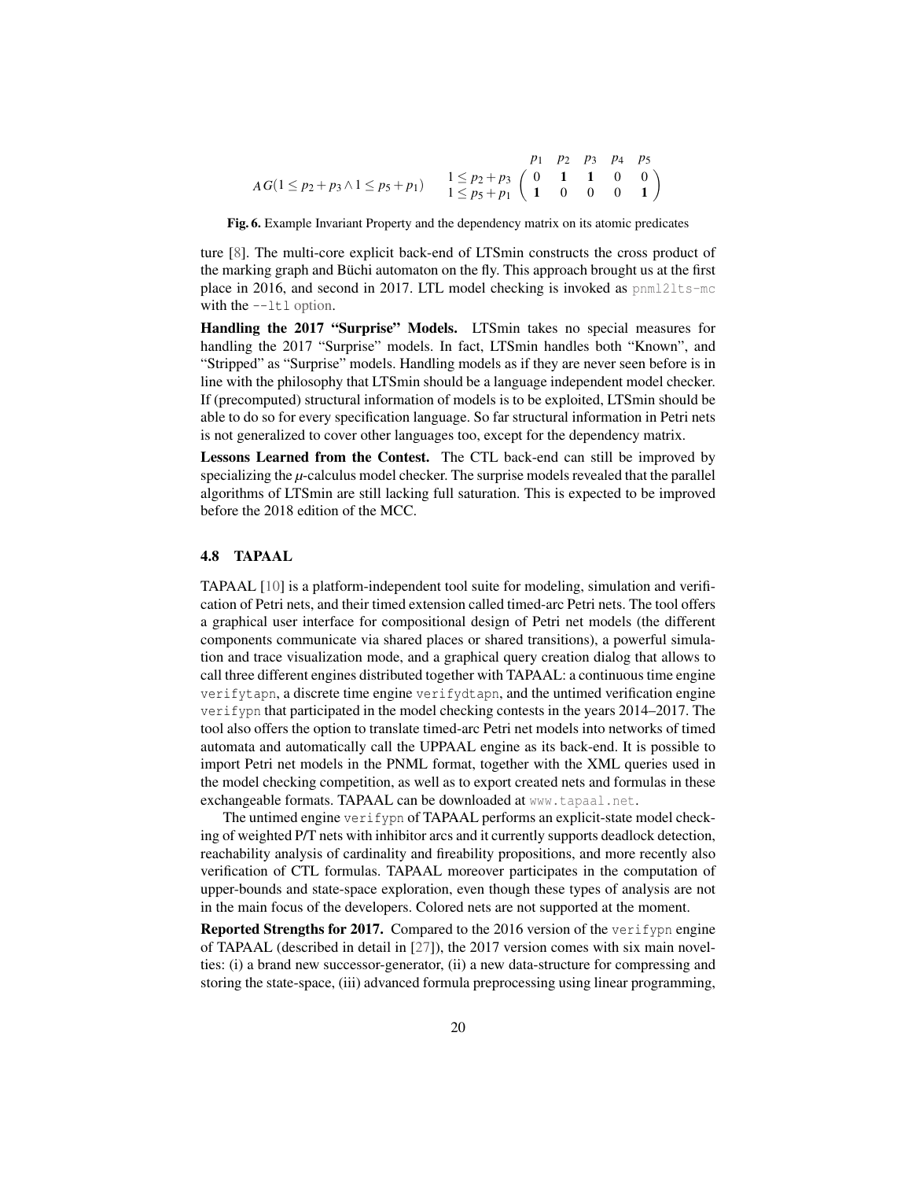$$AG(1 \leq p_2 + p_3 \wedge 1 \leq p_5 + p_1) \qquad \begin{array}{c} \\ 1 \leq p_2 + p_3 \\ 1 \leq p_5 + p_1 \end{array} \begin{array}{c} \begin{array}{ccccc} p_1 & p_2 & p_3 & p_4 & p_5 \end{array} \\ \begin{pmatrix} 0 & \mathbf{1} & \mathbf{1} & 0 & 0 \\ \mathbf{1} & 0 & 0 & 0 & \mathbf{1} \end{pmatrix} \end{array}$$

**Fig. 6.** Example Invariant Property and the dependency matrix on its atomic predicates

ture [8]. The multi-core explicit back-end of LTSmin constructs the cross product of the marking graph and Büchi automaton on the fly. This approach brought us at the first place in 2016, and second in 2017. LTL model checking is invoked as `pnml2lts-mc` with the `--ltl` option.

**Handling the 2017 "Surprise" Models.** LTSmin takes no special measures for handling the 2017 "Surprise" models. In fact, LTSmin handles both "Known", and "Stripped" as "Surprise" models. Handling models as if they are never seen before is in line with the philosophy that LTSmin should be a language independent model checker. If (precomputed) structural information of models is to be exploited, LTSmin should be able to do so for every specification language. So far structural information in Petri nets is not generalized to cover other languages too, except for the dependency matrix.

**Lessons Learned from the Contest.** The CTL back-end can still be improved by specializing the $\mu$-calculus model checker. The surprise models revealed that the parallel algorithms of LTSmin are still lacking full saturation. This is expected to be improved before the 2018 edition of the MCC.

### 4.8 TAPAAL

TAPAAL [10] is a platform-independent tool suite for modeling, simulation and verification of Petri nets, and their timed extension called timed-arc Petri nets. The tool offers a graphical user interface for compositional design of Petri net models (the different components communicate via shared places or shared transitions), a powerful simulation and trace visualization mode, and a graphical query creation dialog that allows to call three different engines distributed together with TAPAAL: a continuous time engine `verifytapn`, a discrete time engine `verifydtapn`, and the untimed verification engine `verifypn` that participated in the model checking contests in the years 2014–2017. The tool also offers the option to translate timed-arc Petri net models into networks of timed automata and automatically call the UPPAAL engine as its back-end. It is possible to import Petri net models in the PNML format, together with the XML queries used in the model checking competition, as well as to export created nets and formulas in these exchangeable formats. TAPAAL can be downloaded at `www.tapaal.net`.

The untimed engine `verifypn` of TAPAAL performs an explicit-state model checking of weighted P/T nets with inhibitor arcs and it currently supports deadlock detection, reachability analysis of cardinality and fireability propositions, and more recently also verification of CTL formulas. TAPAAL moreover participates in the computation of upper-bounds and state-space exploration, even though these types of analysis are not in the main focus of the developers. Colored nets are not supported at the moment.

**Reported Strengths for 2017.** Compared to the 2016 version of the `verifypn` engine of TAPAAL (described in detail in [27]), the 2017 version comes with six main novelties: (i) a brand new successor-generator, (ii) a new data-structure for compressing and storing the state-space, (iii) advanced formula preprocessing using linear programming,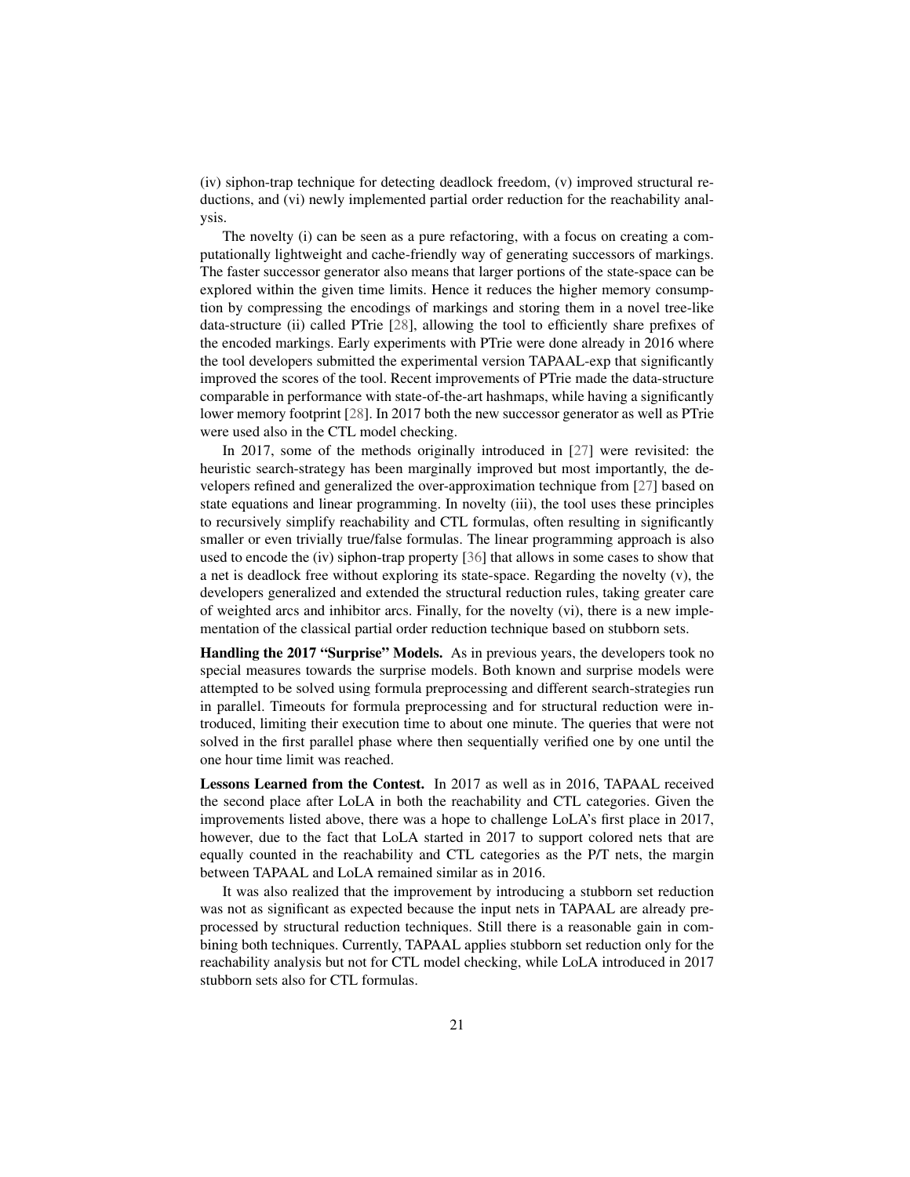(iv) siphon-trap technique for detecting deadlock freedom, (v) improved structural reductions, and (vi) newly implemented partial order reduction for the reachability analysis.

The novelty (i) can be seen as a pure refactoring, with a focus on creating a computationally lightweight and cache-friendly way of generating successors of markings. The faster successor generator also means that larger portions of the state-space can be explored within the given time limits. Hence it reduces the higher memory consumption by compressing the encodings of markings and storing them in a novel tree-like data-structure (ii) called PTrie [28], allowing the tool to efficiently share prefixes of the encoded markings. Early experiments with PTrie were done already in 2016 where the tool developers submitted the experimental version TAPAAL-exp that significantly improved the scores of the tool. Recent improvements of PTrie made the data-structure comparable in performance with state-of-the-art hashmaps, while having a significantly lower memory footprint [28]. In 2017 both the new successor generator as well as PTrie were used also in the CTL model checking.

In 2017, some of the methods originally introduced in [27] were revisited: the heuristic search-strategy has been marginally improved but most importantly, the developers refined and generalized the over-approximation technique from [27] based on state equations and linear programming. In novelty (iii), the tool uses these principles to recursively simplify reachability and CTL formulas, often resulting in significantly smaller or even trivially true/false formulas. The linear programming approach is also used to encode the (iv) siphon-trap property [36] that allows in some cases to show that a net is deadlock free without exploring its state-space. Regarding the novelty (v), the developers generalized and extended the structural reduction rules, taking greater care of weighted arcs and inhibitor arcs. Finally, for the novelty (vi), there is a new implementation of the classical partial order reduction technique based on stubborn sets.

**Handling the 2017 "Surprise" Models.** As in previous years, the developers took no special measures towards the surprise models. Both known and surprise models were attempted to be solved using formula preprocessing and different search-strategies run in parallel. Timeouts for formula preprocessing and for structural reduction were introduced, limiting their execution time to about one minute. The queries that were not solved in the first parallel phase where then sequentially verified one by one until the one hour time limit was reached.

**Lessons Learned from the Contest.** In 2017 as well as in 2016, TAPAAL received the second place after LoLA in both the reachability and CTL categories. Given the improvements listed above, there was a hope to challenge LoLA's first place in 2017, however, due to the fact that LoLA started in 2017 to support colored nets that are equally counted in the reachability and CTL categories as the P/T nets, the margin between TAPAAL and LoLA remained similar as in 2016.

It was also realized that the improvement by introducing a stubborn set reduction was not as significant as expected because the input nets in TAPAAL are already preprocessed by structural reduction techniques. Still there is a reasonable gain in combining both techniques. Currently, TAPAAL applies stubborn set reduction only for the reachability analysis but not for CTL model checking, while LoLA introduced in 2017 stubborn sets also for CTL formulas.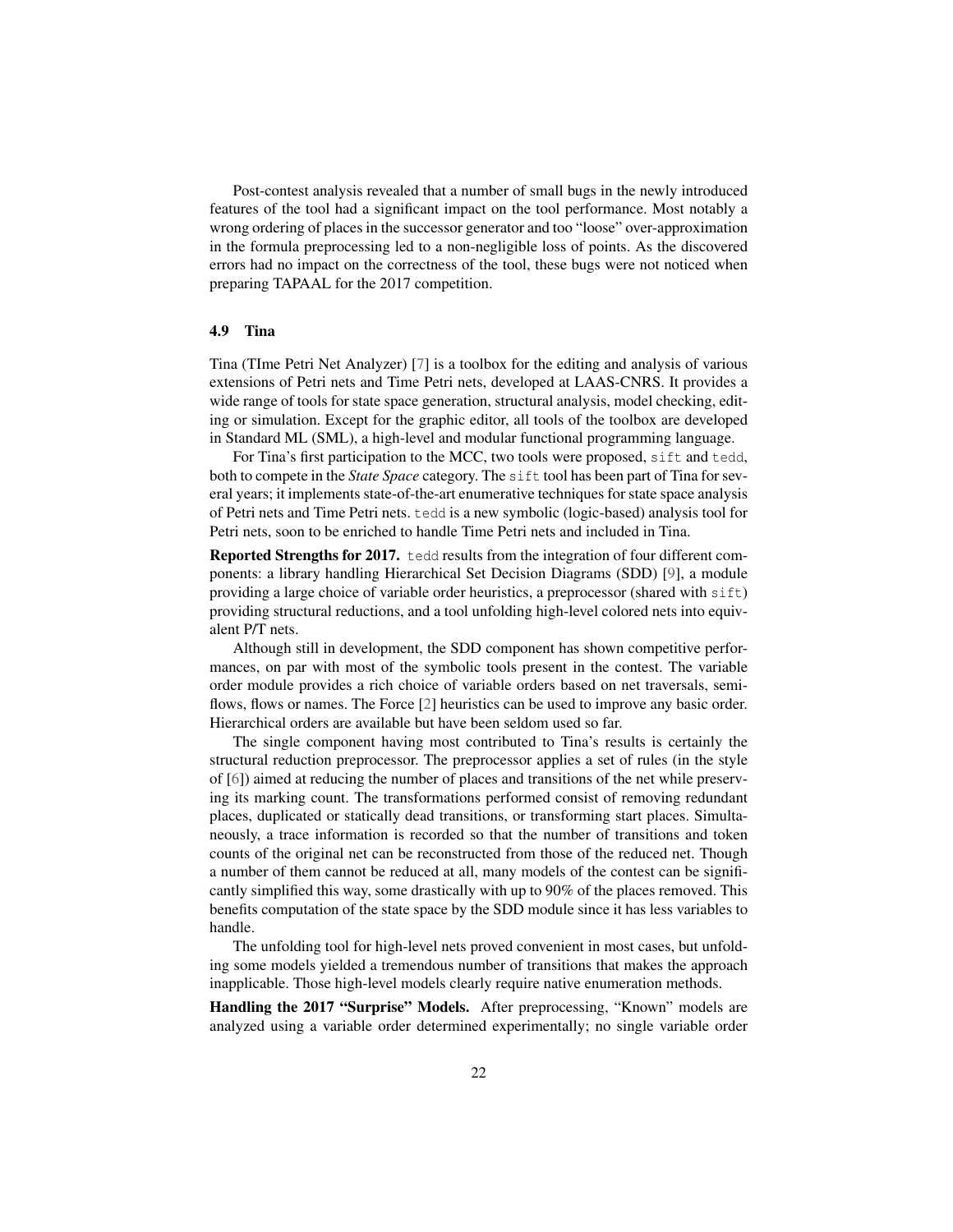Post-contest analysis revealed that a number of small bugs in the newly introduced features of the tool had a significant impact on the tool performance. Most notably a wrong ordering of places in the successor generator and too "loose" over-approximation in the formula preprocessing led to a non-negligible loss of points. As the discovered errors had no impact on the correctness of the tool, these bugs were not noticed when preparing TAPAAL for the 2017 competition.

### 4.9 Tina

Tina (TIme Petri Net Analyzer) [7] is a toolbox for the editing and analysis of various extensions of Petri nets and Time Petri nets, developed at LAAS-CNRS. It provides a wide range of tools for state space generation, structural analysis, model checking, editing or simulation. Except for the graphic editor, all tools of the toolbox are developed in Standard ML (SML), a high-level and modular functional programming language.

For Tina's first participation to the MCC, two tools were proposed, `sift` and `tedd`, both to compete in the *State Space* category. The `sift` tool has been part of Tina for several years; it implements state-of-the-art enumerative techniques for state space analysis of Petri nets and Time Petri nets. `tedd` is a new symbolic (logic-based) analysis tool for Petri nets, soon to be enriched to handle Time Petri nets and included in Tina.

**Reported Strengths for 2017.** `tedd` results from the integration of four different components: a library handling Hierarchical Set Decision Diagrams (SDD) [9], a module providing a large choice of variable order heuristics, a preprocessor (shared with `sift`) providing structural reductions, and a tool unfolding high-level colored nets into equivalent P/T nets.

Although still in development, the SDD component has shown competitive performances, on par with most of the symbolic tools present in the contest. The variable order module provides a rich choice of variable orders based on net traversals, semi-flows, flows or names. The Force [2] heuristics can be used to improve any basic order. Hierarchical orders are available but have been seldom used so far.

The single component having most contributed to Tina's results is certainly the structural reduction preprocessor. The preprocessor applies a set of rules (in the style of [6]) aimed at reducing the number of places and transitions of the net while preserving its marking count. The transformations performed consist of removing redundant places, duplicated or statically dead transitions, or transforming start places. Simultaneously, a trace information is recorded so that the number of transitions and token counts of the original net can be reconstructed from those of the reduced net. Though a number of them cannot be reduced at all, many models of the contest can be significantly simplified this way, some drastically with up to 90% of the places removed. This benefits computation of the state space by the SDD module since it has less variables to handle.

The unfolding tool for high-level nets proved convenient in most cases, but unfolding some models yielded a tremendous number of transitions that makes the approach inapplicable. Those high-level models clearly require native enumeration methods.

**Handling the 2017 "Surprise" Models.** After preprocessing, "Known" models are analyzed using a variable order determined experimentally; no single variable order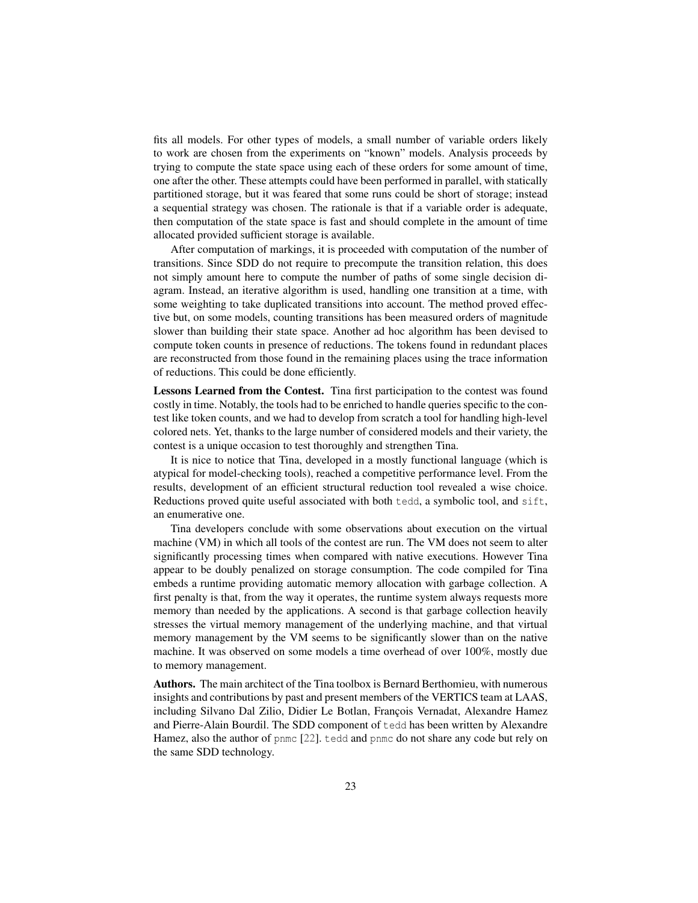fits all models. For other types of models, a small number of variable orders likely to work are chosen from the experiments on "known" models. Analysis proceeds by trying to compute the state space using each of these orders for some amount of time, one after the other. These attempts could have been performed in parallel, with statically partitioned storage, but it was feared that some runs could be short of storage; instead a sequential strategy was chosen. The rationale is that if a variable order is adequate, then computation of the state space is fast and should complete in the amount of time allocated provided sufficient storage is available.

After computation of markings, it is proceeded with computation of the number of transitions. Since SDD do not require to precompute the transition relation, this does not simply amount here to compute the number of paths of some single decision diagram. Instead, an iterative algorithm is used, handling one transition at a time, with some weighting to take duplicated transitions into account. The method proved effective but, on some models, counting transitions has been measured orders of magnitude slower than building their state space. Another ad hoc algorithm has been devised to compute token counts in presence of reductions. The tokens found in redundant places are reconstructed from those found in the remaining places using the trace information of reductions. This could be done efficiently.

**Lessons Learned from the Contest.** Tina first participation to the contest was found costly in time. Notably, the tools had to be enriched to handle queries specific to the contest like token counts, and we had to develop from scratch a tool for handling high-level colored nets. Yet, thanks to the large number of considered models and their variety, the contest is a unique occasion to test thoroughly and strengthen Tina.

It is nice to notice that Tina, developed in a mostly functional language (which is atypical for model-checking tools), reached a competitive performance level. From the results, development of an efficient structural reduction tool revealed a wise choice. Reductions proved quite useful associated with both `tedd`, a symbolic tool, and `sift`, an enumerative one.

Tina developers conclude with some observations about execution on the virtual machine (VM) in which all tools of the contest are run. The VM does not seem to alter significantly processing times when compared with native executions. However Tina appear to be doubly penalized on storage consumption. The code compiled for Tina embeds a runtime providing automatic memory allocation with garbage collection. A first penalty is that, from the way it operates, the runtime system always requests more memory than needed by the applications. A second is that garbage collection heavily stresses the virtual memory management of the underlying machine, and that virtual memory management by the VM seems to be significantly slower than on the native machine. It was observed on some models a time overhead of over 100%, mostly due to memory management.

**Authors.** The main architect of the Tina toolbox is Bernard Berthomieu, with numerous insights and contributions by past and present members of the VERTICS team at LAAS, including Silvano Dal Zilio, Didier Le Botlan, François Vernadat, Alexandre Hamez and Pierre-Alain Bourdil. The SDD component of `tedd` has been written by Alexandre Hamez, also the author of `pnmc` [22]. `tedd` and `pnmc` do not share any code but rely on the same SDD technology.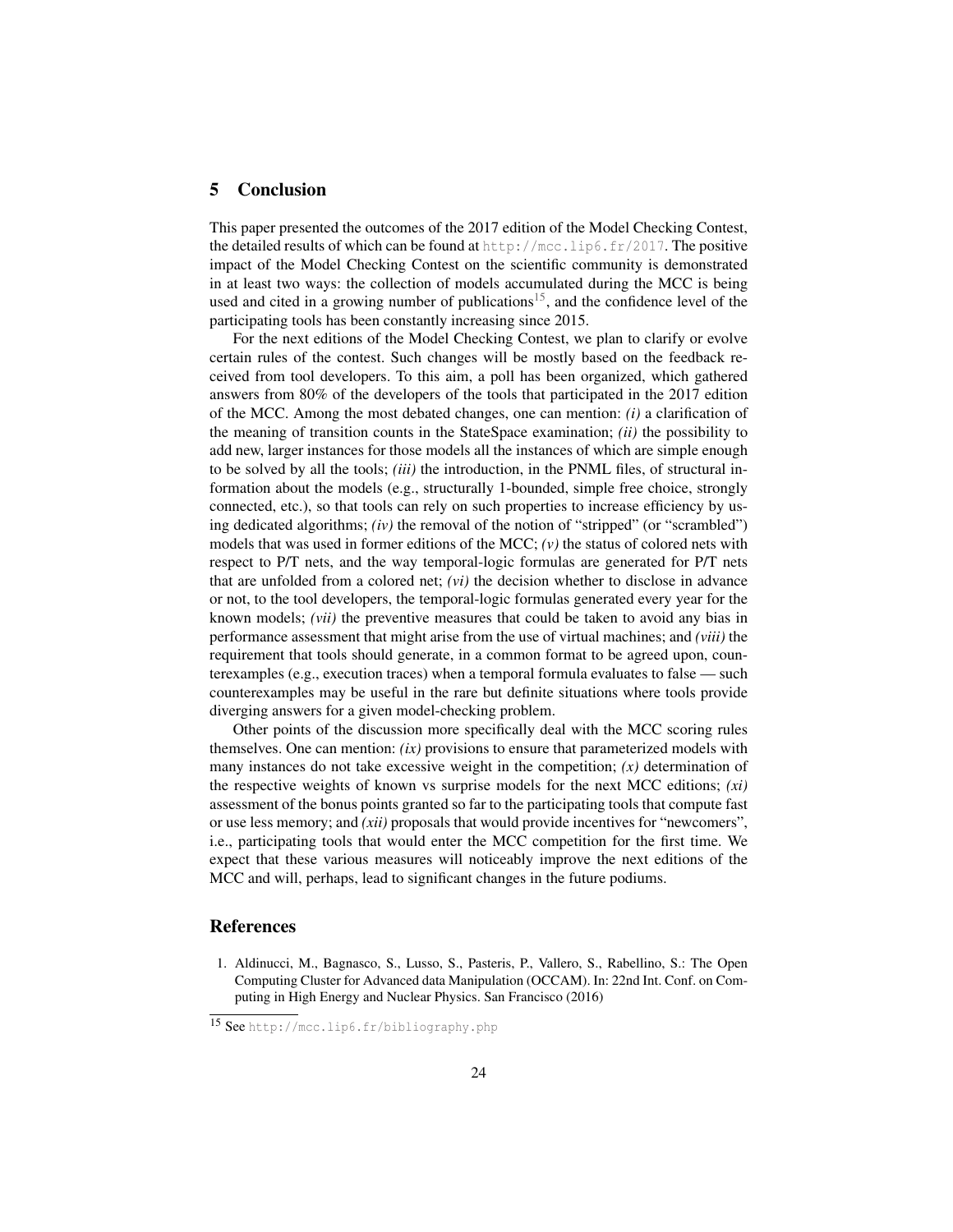## 5 Conclusion

This paper presented the outcomes of the 2017 edition of the Model Checking Contest, the detailed results of which can be found at http://mcc.lip6.fr/2017. The positive impact of the Model Checking Contest on the scientific community is demonstrated in at least two ways: the collection of models accumulated during the MCC is being used and cited in a growing number of publications[15], and the confidence level of the participating tools has been constantly increasing since 2015.

For the next editions of the Model Checking Contest, we plan to clarify or evolve certain rules of the contest. Such changes will be mostly based on the feedback received from tool developers. To this aim, a poll has been organized, which gathered answers from 80% of the developers of the tools that participated in the 2017 edition of the MCC. Among the most debated changes, one can mention: *(i)* a clarification of the meaning of transition counts in the StateSpace examination; *(ii)* the possibility to add new, larger instances for those models all the instances of which are simple enough to be solved by all the tools; *(iii)* the introduction, in the PNML files, of structural information about the models (e.g., structurally 1-bounded, simple free choice, strongly connected, etc.), so that tools can rely on such properties to increase efficiency by using dedicated algorithms; *(iv)* the removal of the notion of "stripped" (or "scrambled") models that was used in former editions of the MCC; *(v)* the status of colored nets with respect to P/T nets, and the way temporal-logic formulas are generated for P/T nets that are unfolded from a colored net; *(vi)* the decision whether to disclose in advance or not, to the tool developers, the temporal-logic formulas generated every year for the known models; *(vii)* the preventive measures that could be taken to avoid any bias in performance assessment that might arise from the use of virtual machines; and *(viii)* the requirement that tools should generate, in a common format to be agreed upon, counterexamples (e.g., execution traces) when a temporal formula evaluates to false — such counterexamples may be useful in the rare but definite situations where tools provide diverging answers for a given model-checking problem.

Other points of the discussion more specifically deal with the MCC scoring rules themselves. One can mention: *(ix)* provisions to ensure that parameterized models with many instances do not take excessive weight in the competition; *(x)* determination of the respective weights of known vs surprise models for the next MCC editions; *(xi)* assessment of the bonus points granted so far to the participating tools that compute fast or use less memory; and *(xii)* proposals that would provide incentives for "newcomers", i.e., participating tools that would enter the MCC competition for the first time. We expect that these various measures will noticeably improve the next editions of the MCC and will, perhaps, lead to significant changes in the future podiums.

## References

1. Aldinucci, M., Bagnasco, S., Lusso, S., Pasteris, P., Vallero, S., Rabellino, S.: The Open Computing Cluster for Advanced data Manipulation (OCCAM). In: 22nd Int. Conf. on Computing in High Energy and Nuclear Physics. San Francisco (2016)

[15] See http://mcc.lip6.fr/bibliography.php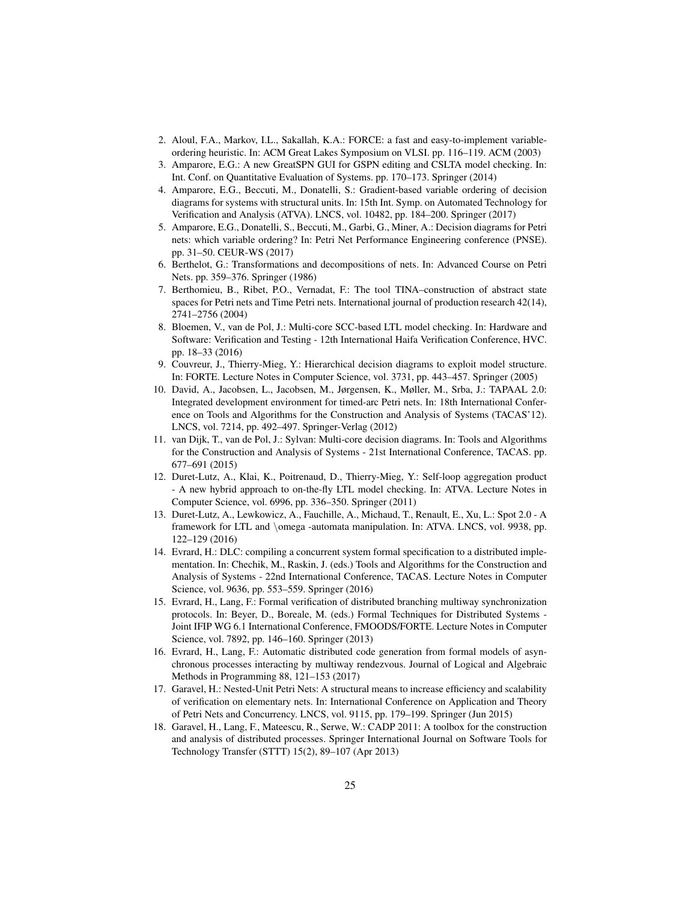2. Aloul, F.A., Markov, I.L., Sakallah, K.A.: FORCE: a fast and easy-to-implement variable-ordering heuristic. In: ACM Great Lakes Symposium on VLSI. pp. 116–119. ACM (2003)
3. Amparore, E.G.: A new GreatSPN GUI for GSPN editing and CSLTA model checking. In: Int. Conf. on Quantitative Evaluation of Systems. pp. 170–173. Springer (2014)
4. Amparore, E.G., Beccuti, M., Donatelli, S.: Gradient-based variable ordering of decision diagrams for systems with structural units. In: 15th Int. Symp. on Automated Technology for Verification and Analysis (ATVA). LNCS, vol. 10482, pp. 184–200. Springer (2017)
5. Amparore, E.G., Donatelli, S., Beccuti, M., Garbi, G., Miner, A.: Decision diagrams for Petri nets: which variable ordering? In: Petri Net Performance Engineering conference (PNSE). pp. 31–50. CEUR-WS (2017)
6. Berthelot, G.: Transformations and decompositions of nets. In: Advanced Course on Petri Nets. pp. 359–376. Springer (1986)
7. Berthomieu, B., Ribet, P.O., Vernadat, F.: The tool TINA–construction of abstract state spaces for Petri nets and Time Petri nets. International journal of production research 42(14), 2741–2756 (2004)
8. Bloemen, V., van de Pol, J.: Multi-core SCC-based LTL model checking. In: Hardware and Software: Verification and Testing - 12th International Haifa Verification Conference, HVC. pp. 18–33 (2016)
9. Couvreur, J., Thierry-Mieg, Y.: Hierarchical decision diagrams to exploit model structure. In: FORTE. Lecture Notes in Computer Science, vol. 3731, pp. 443–457. Springer (2005)
10. David, A., Jacobsen, L., Jacobsen, M., Jørgensen, K., Møller, M., Srba, J.: TAPAAL 2.0: Integrated development environment for timed-arc Petri nets. In: 18th International Conference on Tools and Algorithms for the Construction and Analysis of Systems (TACAS'12). LNCS, vol. 7214, pp. 492–497. Springer-Verlag (2012)
11. van Dijk, T., van de Pol, J.: Sylvan: Multi-core decision diagrams. In: Tools and Algorithms for the Construction and Analysis of Systems - 21st International Conference, TACAS. pp. 677–691 (2015)
12. Duret-Lutz, A., Klai, K., Poitrenaud, D., Thierry-Mieg, Y.: Self-loop aggregation product - A new hybrid approach to on-the-fly LTL model checking. In: ATVA. Lecture Notes in Computer Science, vol. 6996, pp. 336–350. Springer (2011)
13. Duret-Lutz, A., Lewkowicz, A., Fauchille, A., Michaud, T., Renault, E., Xu, L.: Spot 2.0 - A framework for LTL and \omega -automata manipulation. In: ATVA. LNCS, vol. 9938, pp. 122–129 (2016)
14. Evrard, H.: DLC: compiling a concurrent system formal specification to a distributed implementation. In: Chechik, M., Raskin, J. (eds.) Tools and Algorithms for the Construction and Analysis of Systems - 22nd International Conference, TACAS. Lecture Notes in Computer Science, vol. 9636, pp. 553–559. Springer (2016)
15. Evrard, H., Lang, F.: Formal verification of distributed branching multiway synchronization protocols. In: Beyer, D., Boreale, M. (eds.) Formal Techniques for Distributed Systems - Joint IFIP WG 6.1 International Conference, FMOODS/FORTE. Lecture Notes in Computer Science, vol. 7892, pp. 146–160. Springer (2013)
16. Evrard, H., Lang, F.: Automatic distributed code generation from formal models of asynchronous processes interacting by multiway rendezvous. Journal of Logical and Algebraic Methods in Programming 88, 121–153 (2017)
17. Garavel, H.: Nested-Unit Petri Nets: A structural means to increase efficiency and scalability of verification on elementary nets. In: International Conference on Application and Theory of Petri Nets and Concurrency. LNCS, vol. 9115, pp. 179–199. Springer (Jun 2015)
18. Garavel, H., Lang, F., Mateescu, R., Serwe, W.: CADP 2011: A toolbox for the construction and analysis of distributed processes. Springer International Journal on Software Tools for Technology Transfer (STTT) 15(2), 89–107 (Apr 2013)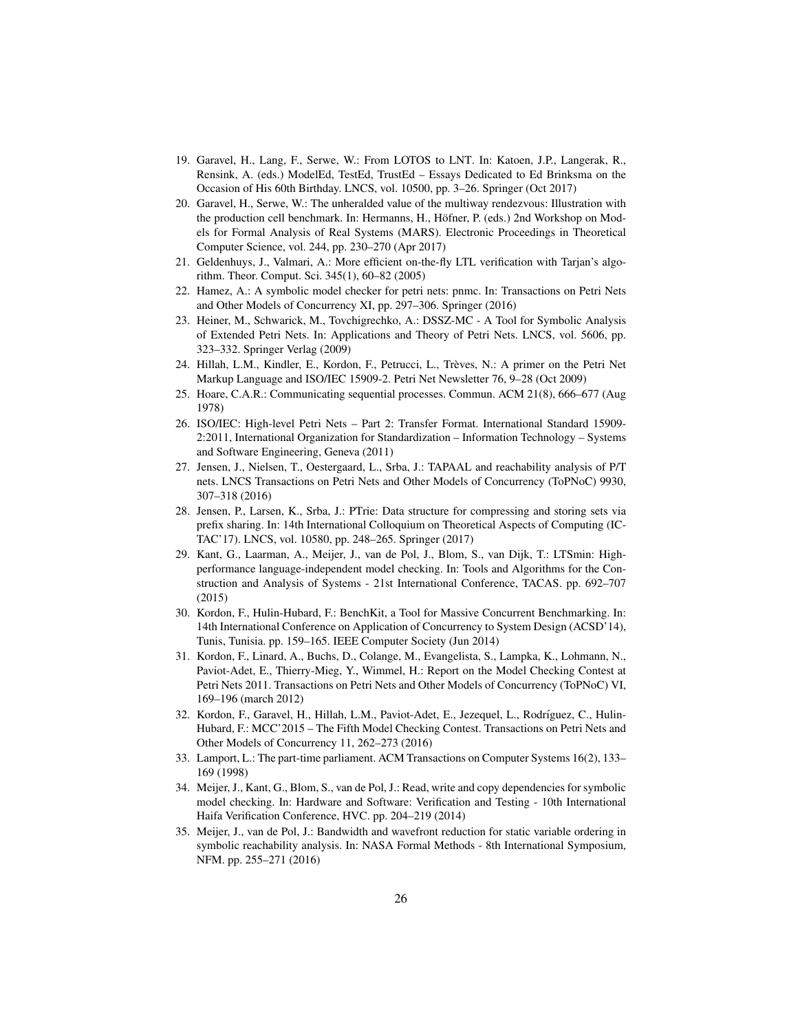19. Garavel, H., Lang, F., Serwe, W.: From LOTOS to LNT. In: Katoen, J.P., Langerak, R., Rensink, A. (eds.) ModelEd, TestEd, TrustEd – Essays Dedicated to Ed Brinksma on the Occasion of His 60th Birthday. LNCS, vol. 10500, pp. 3–26. Springer (Oct 2017)
20. Garavel, H., Serwe, W.: The unheralded value of the multiway rendezvous: Illustration with the production cell benchmark. In: Hermanns, H., Höfner, P. (eds.) 2nd Workshop on Models for Formal Analysis of Real Systems (MARS). Electronic Proceedings in Theoretical Computer Science, vol. 244, pp. 230–270 (Apr 2017)
21. Geldenhuys, J., Valmari, A.: More efficient on-the-fly LTL verification with Tarjan's algorithm. Theor. Comput. Sci. 345(1), 60–82 (2005)
22. Hamez, A.: A symbolic model checker for petri nets: pnmc. In: Transactions on Petri Nets and Other Models of Concurrency XI, pp. 297–306. Springer (2016)
23. Heiner, M., Schwarick, M., Tovchigrechko, A.: DSSZ-MC - A Tool for Symbolic Analysis of Extended Petri Nets. In: Applications and Theory of Petri Nets. LNCS, vol. 5606, pp. 323–332. Springer Verlag (2009)
24. Hillah, L.M., Kindler, E., Kordon, F., Petrucci, L., Trèves, N.: A primer on the Petri Net Markup Language and ISO/IEC 15909-2. Petri Net Newsletter 76, 9–28 (Oct 2009)
25. Hoare, C.A.R.: Communicating sequential processes. Commun. ACM 21(8), 666–677 (Aug 1978)
26. ISO/IEC: High-level Petri Nets – Part 2: Transfer Format. International Standard 15909-2:2011, International Organization for Standardization – Information Technology – Systems and Software Engineering, Geneva (2011)
27. Jensen, J., Nielsen, T., Oestergaard, L., Srba, J.: TAPAAL and reachability analysis of P/T nets. LNCS Transactions on Petri Nets and Other Models of Concurrency (ToPNoC) 9930, 307–318 (2016)
28. Jensen, P., Larsen, K., Srba, J.: PTrie: Data structure for compressing and storing sets via prefix sharing. In: 14th International Colloquium on Theoretical Aspects of Computing (ICTAC'17). LNCS, vol. 10580, pp. 248–265. Springer (2017)
29. Kant, G., Laarman, A., Meijer, J., van de Pol, J., Blom, S., van Dijk, T.: LTSmin: High-performance language-independent model checking. In: Tools and Algorithms for the Construction and Analysis of Systems - 21st International Conference, TACAS. pp. 692–707 (2015)
30. Kordon, F., Hulin-Hubard, F.: BenchKit, a Tool for Massive Concurrent Benchmarking. In: 14th International Conference on Application of Concurrency to System Design (ACSD'14), Tunis, Tunisia. pp. 159–165. IEEE Computer Society (Jun 2014)
31. Kordon, F., Linard, A., Buchs, D., Colange, M., Evangelista, S., Lampka, K., Lohmann, N., Paviot-Adet, E., Thierry-Mieg, Y., Wimmel, H.: Report on the Model Checking Contest at Petri Nets 2011. Transactions on Petri Nets and Other Models of Concurrency (ToPNoC) VI, 169–196 (march 2012)
32. Kordon, F., Garavel, H., Hillah, L.M., Paviot-Adet, E., Jezequel, L., Rodríguez, C., Hulin-Hubard, F.: MCC'2015 – The Fifth Model Checking Contest. Transactions on Petri Nets and Other Models of Concurrency 11, 262–273 (2016)
33. Lamport, L.: The part-time parliament. ACM Transactions on Computer Systems 16(2), 133–169 (1998)
34. Meijer, J., Kant, G., Blom, S., van de Pol, J.: Read, write and copy dependencies for symbolic model checking. In: Hardware and Software: Verification and Testing - 10th International Haifa Verification Conference, HVC. pp. 204–219 (2014)
35. Meijer, J., van de Pol, J.: Bandwidth and wavefront reduction for static variable ordering in symbolic reachability analysis. In: NASA Formal Methods - 8th International Symposium, NFM. pp. 255–271 (2016)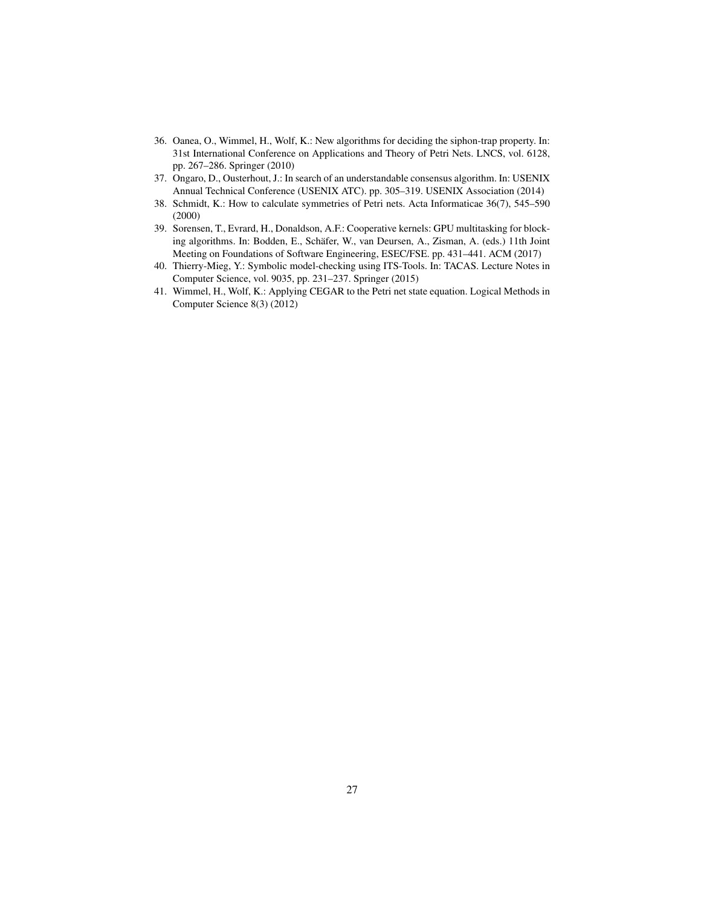36. Oanea, O., Wimmel, H., Wolf, K.: New algorithms for deciding the siphon-trap property. In: 31st International Conference on Applications and Theory of Petri Nets. LNCS, vol. 6128, pp. 267–286. Springer (2010)
37. Ongaro, D., Ousterhout, J.: In search of an understandable consensus algorithm. In: USENIX Annual Technical Conference (USENIX ATC). pp. 305–319. USENIX Association (2014)
38. Schmidt, K.: How to calculate symmetries of Petri nets. Acta Informaticae 36(7), 545–590 (2000)
39. Sorensen, T., Evrard, H., Donaldson, A.F.: Cooperative kernels: GPU multitasking for blocking algorithms. In: Bodden, E., Schäfer, W., van Deursen, A., Zisman, A. (eds.) 11th Joint Meeting on Foundations of Software Engineering, ESEC/FSE. pp. 431–441. ACM (2017)
40. Thierry-Mieg, Y.: Symbolic model-checking using ITS-Tools. In: TACAS. Lecture Notes in Computer Science, vol. 9035, pp. 231–237. Springer (2015)
41. Wimmel, H., Wolf, K.: Applying CEGAR to the Petri net state equation. Logical Methods in Computer Science 8(3) (2012)